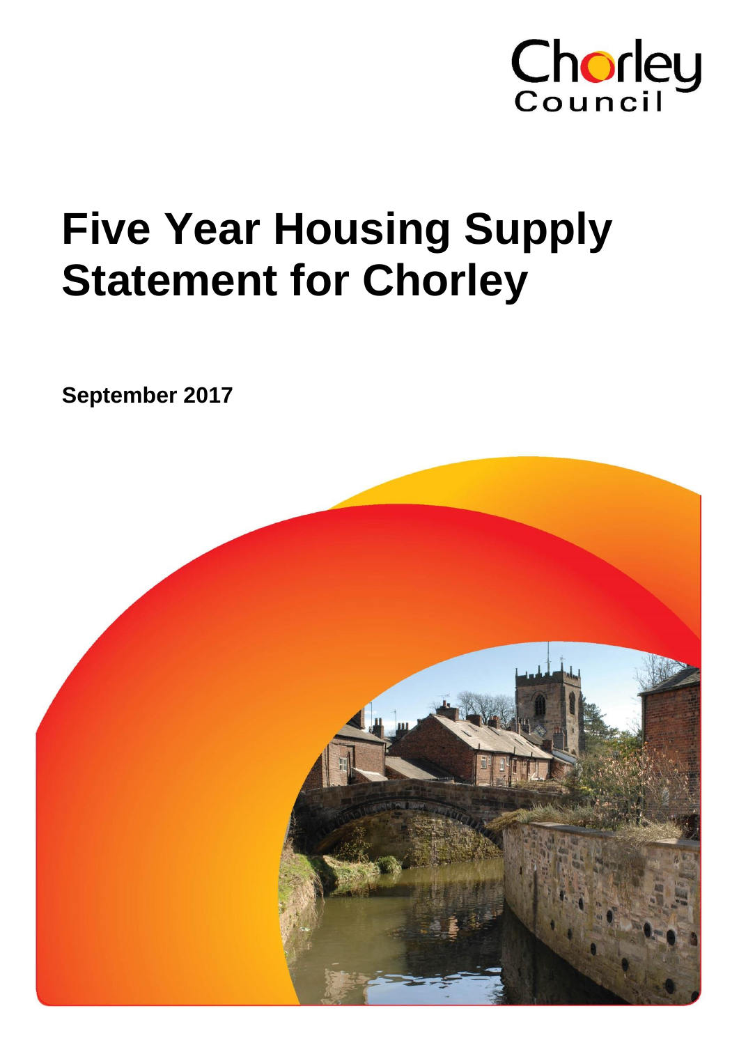Chorley Council

# Five Year Housing Supply Statement for Chorley

**September 2017**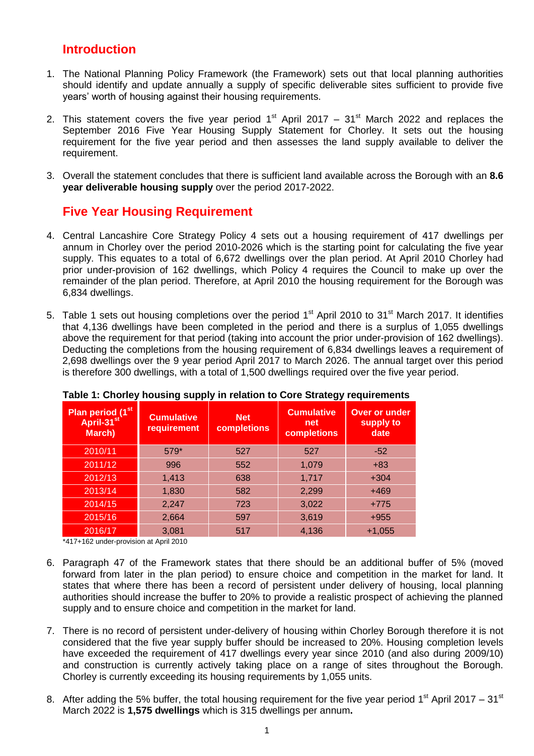## Introduction

1. The National Planning Policy Framework (the Framework) sets out that local planning authorities should identify and update annually a supply of specific deliverable sites sufficient to provide five years' worth of housing against their housing requirements.

2. This statement covers the five year period 1st April 2017 – 31st March 2022 and replaces the September 2016 Five Year Housing Supply Statement for Chorley. It sets out the housing requirement for the five year period and then assesses the land supply available to deliver the requirement.

3. Overall the statement concludes that there is sufficient land available across the Borough with an **8.6 year deliverable housing supply** over the period 2017-2022.

## Five Year Housing Requirement

4. Central Lancashire Core Strategy Policy 4 sets out a housing requirement of 417 dwellings per annum in Chorley over the period 2010-2026 which is the starting point for calculating the five year supply. This equates to a total of 6,672 dwellings over the plan period. At April 2010 Chorley had prior under-provision of 162 dwellings, which Policy 4 requires the Council to make up over the remainder of the plan period. Therefore, at April 2010 the housing requirement for the Borough was 6,834 dwellings.

5. Table 1 sets out housing completions over the period 1st April 2010 to 31st March 2017. It identifies that 4,136 dwellings have been completed in the period and there is a surplus of 1,055 dwellings above the requirement for that period (taking into account the prior under-provision of 162 dwellings). Deducting the completions from the housing requirement of 6,834 dwellings leaves a requirement of 2,698 dwellings over the 9 year period April 2017 to March 2026. The annual target over this period is therefore 300 dwellings, with a total of 1,500 dwellings required over the five year period.

**Table 1: Chorley housing supply in relation to Core Strategy requirements**

| Plan period (1st April-31st March) | Cumulative requirement | Net completions | Cumulative net completions | Over or under supply to date |
|---|---|---|---|---|
| 2010/11 | 579* | 527 | 527 | -52 |
| 2011/12 | 996 | 552 | 1,079 | +83 |
| 2012/13 | 1,413 | 638 | 1,717 | +304 |
| 2013/14 | 1,830 | 582 | 2,299 | +469 |
| 2014/15 | 2,247 | 723 | 3,022 | +775 |
| 2015/16 | 2,664 | 597 | 3,619 | +955 |
| 2016/17 | 3,081 | 517 | 4,136 | +1,055 |

*417+162 under-provision at April 2010

6. Paragraph 47 of the Framework states that there should be an additional buffer of 5% (moved forward from later in the plan period) to ensure choice and competition in the market for land. It states that where there has been a record of persistent under delivery of housing, local planning authorities should increase the buffer to 20% to provide a realistic prospect of achieving the planned supply and to ensure choice and competition in the market for land.

7. There is no record of persistent under-delivery of housing within Chorley Borough therefore it is not considered that the five year supply buffer should be increased to 20%. Housing completion levels have exceeded the requirement of 417 dwellings every year since 2010 (and also during 2009/10) and construction is currently actively taking place on a range of sites throughout the Borough. Chorley is currently exceeding its housing requirements by 1,055 units.

8. After adding the 5% buffer, the total housing requirement for the five year period 1st April 2017 – 31st March 2022 is **1,575 dwellings** which is 315 dwellings per annum**.**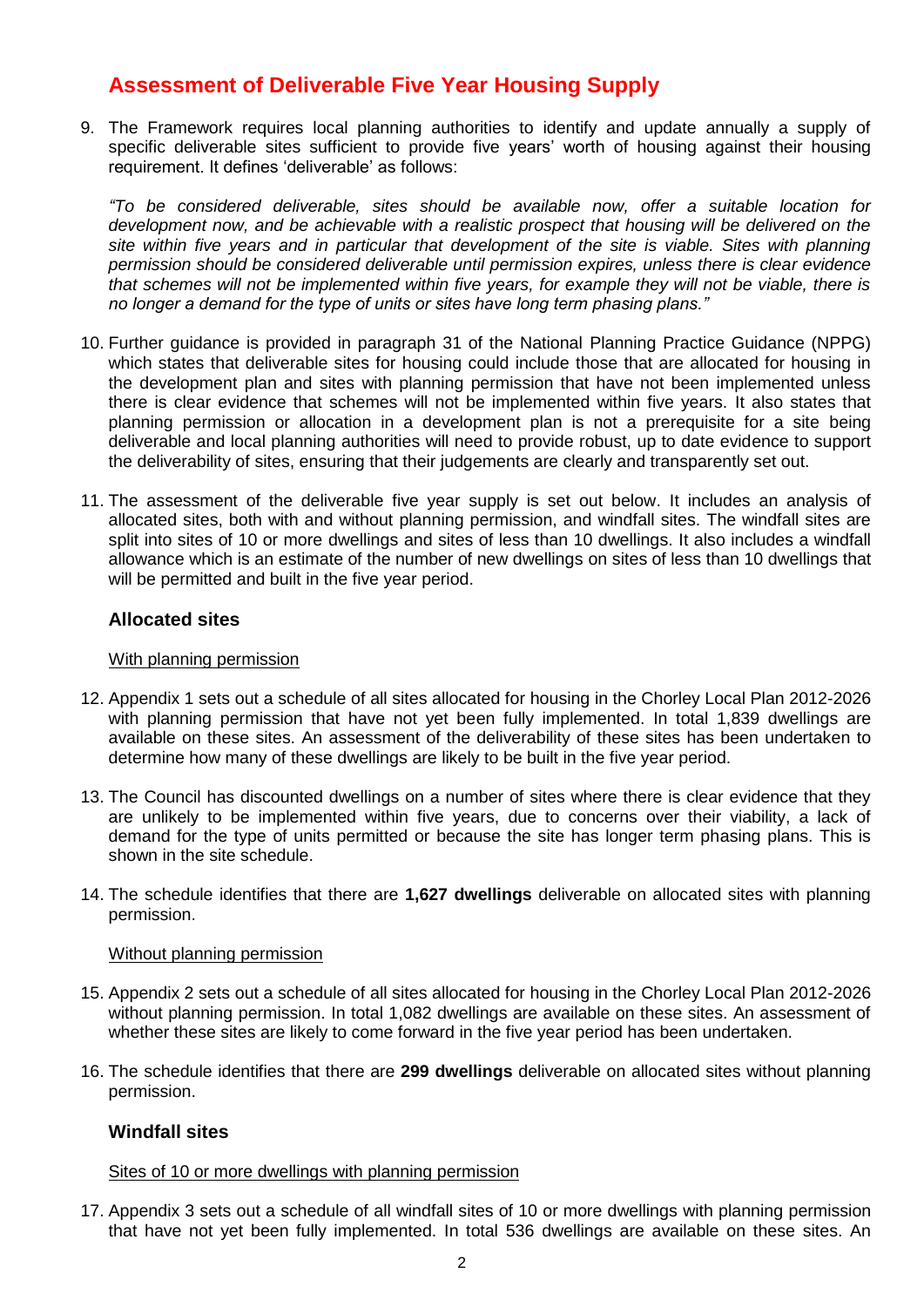## Assessment of Deliverable Five Year Housing Supply

9. The Framework requires local planning authorities to identify and update annually a supply of specific deliverable sites sufficient to provide five years' worth of housing against their housing requirement. It defines 'deliverable' as follows:

   *"To be considered deliverable, sites should be available now, offer a suitable location for development now, and be achievable with a realistic prospect that housing will be delivered on the site within five years and in particular that development of the site is viable. Sites with planning permission should be considered deliverable until permission expires, unless there is clear evidence that schemes will not be implemented within five years, for example they will not be viable, there is no longer a demand for the type of units or sites have long term phasing plans."*

10. Further guidance is provided in paragraph 31 of the National Planning Practice Guidance (NPPG) which states that deliverable sites for housing could include those that are allocated for housing in the development plan and sites with planning permission that have not been implemented unless there is clear evidence that schemes will not be implemented within five years. It also states that planning permission or allocation in a development plan is not a prerequisite for a site being deliverable and local planning authorities will need to provide robust, up to date evidence to support the deliverability of sites, ensuring that their judgements are clearly and transparently set out.

11. The assessment of the deliverable five year supply is set out below. It includes an analysis of allocated sites, both with and without planning permission, and windfall sites. The windfall sites are split into sites of 10 or more dwellings and sites of less than 10 dwellings. It also includes a windfall allowance which is an estimate of the number of new dwellings on sites of less than 10 dwellings that will be permitted and built in the five year period.

### Allocated sites

With planning permission

12. Appendix 1 sets out a schedule of all sites allocated for housing in the Chorley Local Plan 2012-2026 with planning permission that have not yet been fully implemented. In total 1,839 dwellings are available on these sites. An assessment of the deliverability of these sites has been undertaken to determine how many of these dwellings are likely to be built in the five year period.

13. The Council has discounted dwellings on a number of sites where there is clear evidence that they are unlikely to be implemented within five years, due to concerns over their viability, a lack of demand for the type of units permitted or because the site has longer term phasing plans. This is shown in the site schedule.

14. The schedule identifies that there are **1,627 dwellings** deliverable on allocated sites with planning permission.

Without planning permission

15. Appendix 2 sets out a schedule of all sites allocated for housing in the Chorley Local Plan 2012-2026 without planning permission. In total 1,082 dwellings are available on these sites. An assessment of whether these sites are likely to come forward in the five year period has been undertaken.

16. The schedule identifies that there are **299 dwellings** deliverable on allocated sites without planning permission.

### Windfall sites

Sites of 10 or more dwellings with planning permission

17. Appendix 3 sets out a schedule of all windfall sites of 10 or more dwellings with planning permission that have not yet been fully implemented. In total 536 dwellings are available on these sites. An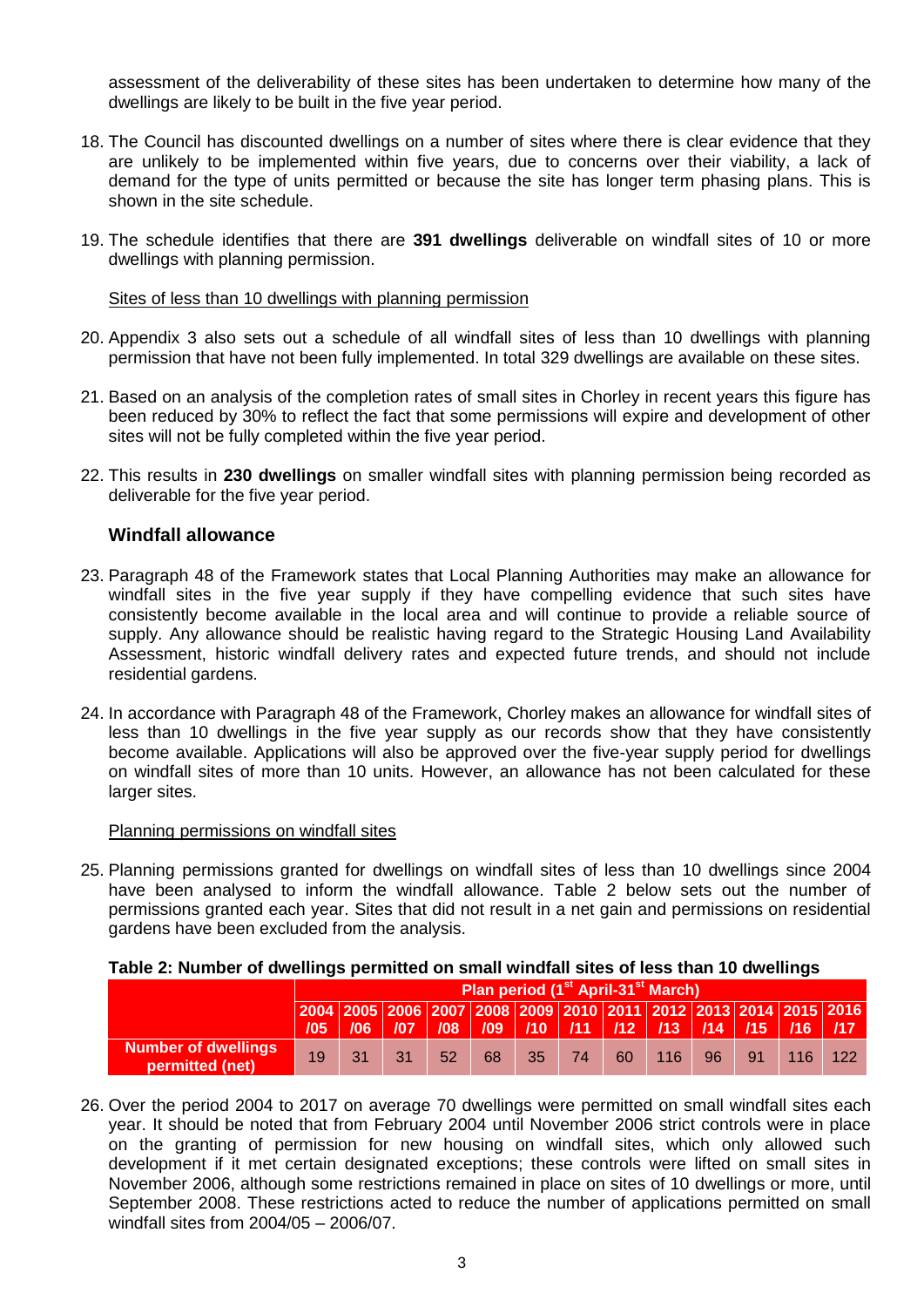assessment of the deliverability of these sites has been undertaken to determine how many of the dwellings are likely to be built in the five year period.

18. The Council has discounted dwellings on a number of sites where there is clear evidence that they are unlikely to be implemented within five years, due to concerns over their viability, a lack of demand for the type of units permitted or because the site has longer term phasing plans. This is shown in the site schedule.

19. The schedule identifies that there are **391 dwellings** deliverable on windfall sites of 10 or more dwellings with planning permission.

Sites of less than 10 dwellings with planning permission

20. Appendix 3 also sets out a schedule of all windfall sites of less than 10 dwellings with planning permission that have not been fully implemented. In total 329 dwellings are available on these sites.

21. Based on an analysis of the completion rates of small sites in Chorley in recent years this figure has been reduced by 30% to reflect the fact that some permissions will expire and development of other sites will not be fully completed within the five year period.

22. This results in **230 dwellings** on smaller windfall sites with planning permission being recorded as deliverable for the five year period.

### Windfall allowance

23. Paragraph 48 of the Framework states that Local Planning Authorities may make an allowance for windfall sites in the five year supply if they have compelling evidence that such sites have consistently become available in the local area and will continue to provide a reliable source of supply. Any allowance should be realistic having regard to the Strategic Housing Land Availability Assessment, historic windfall delivery rates and expected future trends, and should not include residential gardens.

24. In accordance with Paragraph 48 of the Framework, Chorley makes an allowance for windfall sites of less than 10 dwellings in the five year supply as our records show that they have consistently become available. Applications will also be approved over the five-year supply period for dwellings on windfall sites of more than 10 units. However, an allowance has not been calculated for these larger sites.

Planning permissions on windfall sites

25. Planning permissions granted for dwellings on windfall sites of less than 10 dwellings since 2004 have been analysed to inform the windfall allowance. Table 2 below sets out the number of permissions granted each year. Sites that did not result in a net gain and permissions on residential gardens have been excluded from the analysis.

**Table 2: Number of dwellings permitted on small windfall sites of less than 10 dwellings**

| | Plan period (1st April-31st March) | | | | | | | | | | | | |
|---|---|---|---|---|---|---|---|---|---|---|---|---|---|
| | 2004/05 | 2005/06 | 2006/07 | 2007/08 | 2008/09 | 2009/10 | 2010/11 | 2011/12 | 2012/13 | 2013/14 | 2014/15 | 2015/16 | 2016/17 |
| Number of dwellings permitted (net) | 19 | 31 | 31 | 52 | 68 | 35 | 74 | 60 | 116 | 96 | 91 | 116 | 122 |

26. Over the period 2004 to 2017 on average 70 dwellings were permitted on small windfall sites each year. It should be noted that from February 2004 until November 2006 strict controls were in place on the granting of permission for new housing on windfall sites, which only allowed such development if it met certain designated exceptions; these controls were lifted on small sites in November 2006, although some restrictions remained in place on sites of 10 dwellings or more, until September 2008. These restrictions acted to reduce the number of applications permitted on small windfall sites from 2004/05 – 2006/07.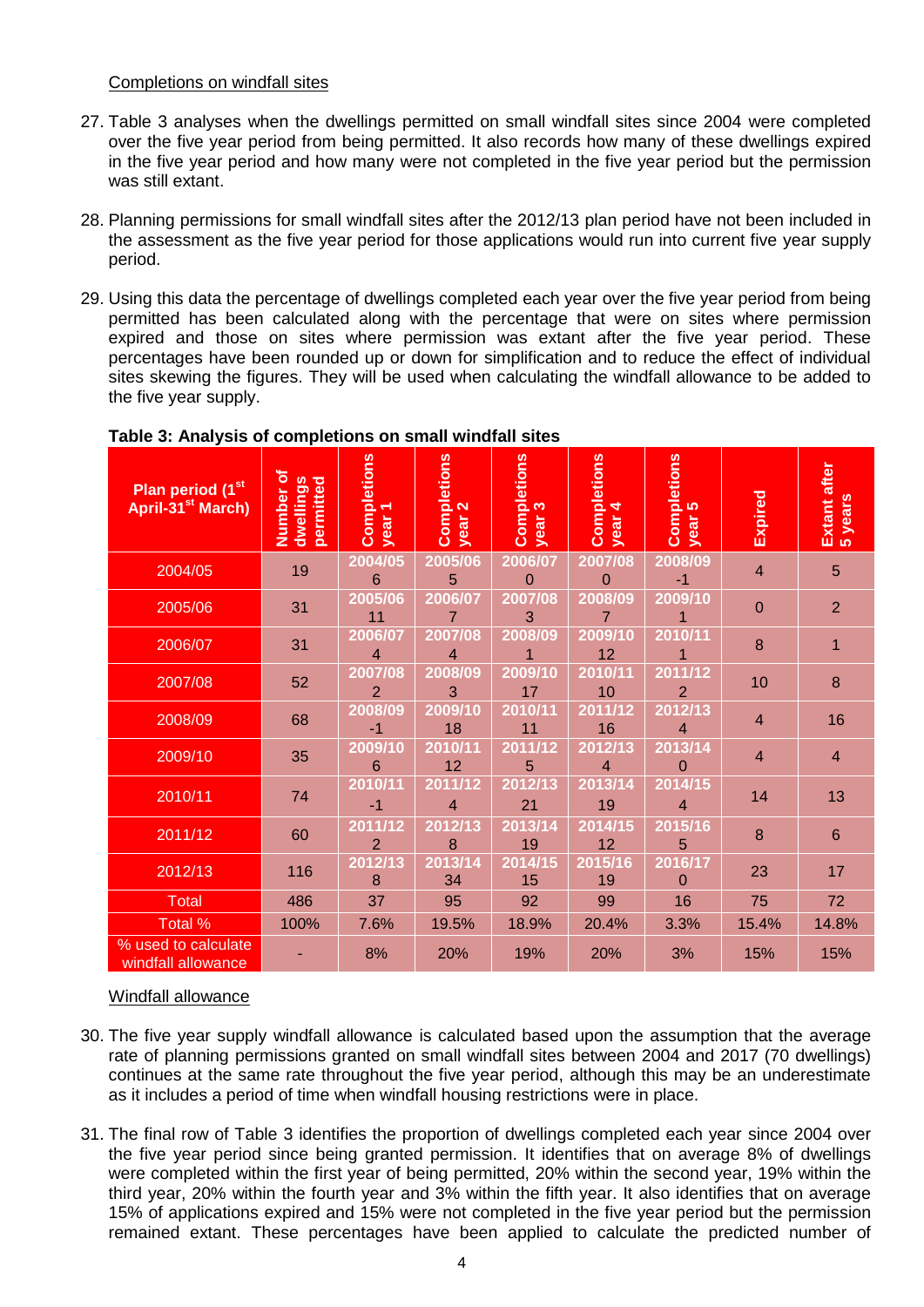Completions on windfall sites

27. Table 3 analyses when the dwellings permitted on small windfall sites since 2004 were completed over the five year period from being permitted. It also records how many of these dwellings expired in the five year period and how many were not completed in the five year period but the permission was still extant.

28. Planning permissions for small windfall sites after the 2012/13 plan period have not been included in the assessment as the five year period for those applications would run into current five year supply period.

29. Using this data the percentage of dwellings completed each year over the five year period from being permitted has been calculated along with the percentage that were on sites where permission expired and those on sites where permission was extant after the five year period. These percentages have been rounded up or down for simplification and to reduce the effect of individual sites skewing the figures. They will be used when calculating the windfall allowance to be added to the five year supply.

**Table 3: Analysis of completions on small windfall sites**

| Plan period (1st April-31st March) | Number of dwellings permitted | Completions year 1 | Completions year 2 | Completions year 3 | Completions year 4 | Completions year 5 | Expired | Extant after 5 years |
|---|---|---|---|---|---|---|---|---|
| 2004/05 | 19 | 2004/05 6 | 2005/06 5 | 2006/07 0 | 2007/08 0 | 2008/09 -1 | 4 | 5 |
| 2005/06 | 31 | 2005/06 11 | 2006/07 7 | 2007/08 3 | 2008/09 7 | 2009/10 1 | 0 | 2 |
| 2006/07 | 31 | 2006/07 4 | 2007/08 4 | 2008/09 1 | 2009/10 12 | 2010/11 1 | 8 | 1 |
| 2007/08 | 52 | 2007/08 2 | 2008/09 3 | 2009/10 17 | 2010/11 10 | 2011/12 2 | 10 | 8 |
| 2008/09 | 68 | 2008/09 -1 | 2009/10 18 | 2010/11 11 | 2011/12 16 | 2012/13 4 | 4 | 16 |
| 2009/10 | 35 | 2009/10 6 | 2010/11 12 | 2011/12 5 | 2012/13 4 | 2013/14 0 | 4 | 4 |
| 2010/11 | 74 | 2010/11 -1 | 2011/12 4 | 2012/13 21 | 2013/14 19 | 2014/15 4 | 14 | 13 |
| 2011/12 | 60 | 2011/12 2 | 2012/13 8 | 2013/14 19 | 2014/15 12 | 2015/16 5 | 8 | 6 |
| 2012/13 | 116 | 2012/13 8 | 2013/14 34 | 2014/15 15 | 2015/16 19 | 2016/17 0 | 23 | 17 |
| Total | 486 | 37 | 95 | 92 | 99 | 16 | 75 | 72 |
| Total % | 100% | 7.6% | 19.5% | 18.9% | 20.4% | 3.3% | 15.4% | 14.8% |
| % used to calculate windfall allowance | - | 8% | 20% | 19% | 20% | 3% | 15% | 15% |

Windfall allowance

30. The five year supply windfall allowance is calculated based upon the assumption that the average rate of planning permissions granted on small windfall sites between 2004 and 2017 (70 dwellings) continues at the same rate throughout the five year period, although this may be an underestimate as it includes a period of time when windfall housing restrictions were in place.

31. The final row of Table 3 identifies the proportion of dwellings completed each year since 2004 over the five year period since being granted permission. It identifies that on average 8% of dwellings were completed within the first year of being permitted, 20% within the second year, 19% within the third year, 20% within the fourth year and 3% within the fifth year. It also identifies that on average 15% of applications expired and 15% were not completed in the five year period but the permission remained extant. These percentages have been applied to calculate the predicted number of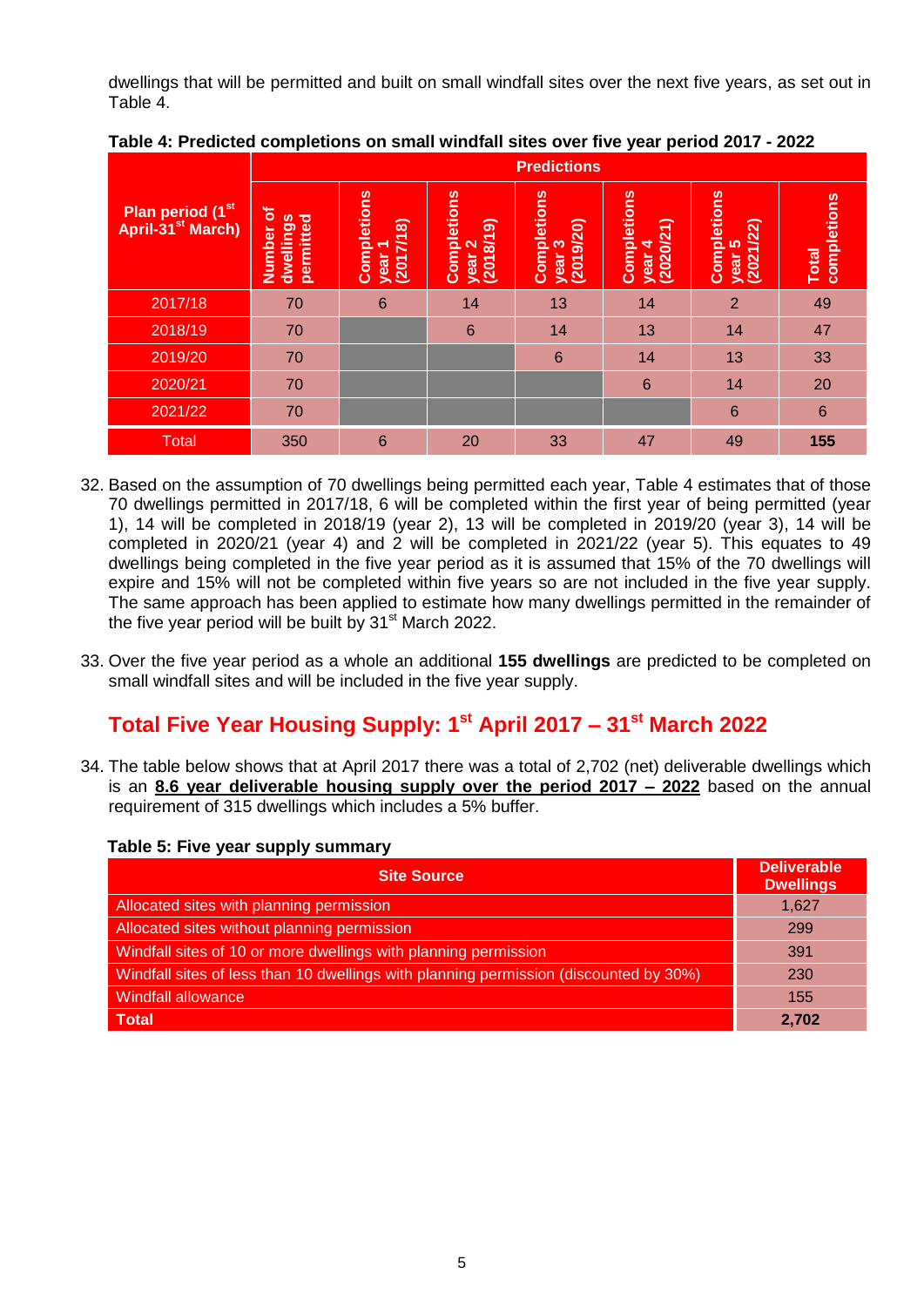dwellings that will be permitted and built on small windfall sites over the next five years, as set out in Table 4.

**Table 4: Predicted completions on small windfall sites over five year period 2017 - 2022**

| Plan period (1st April-31st March) | Predictions | | | | | | |
|---|---|---|---|---|---|---|---|
| | Number of dwellings permitted | Completions year 1 (2017/18) | Completions year 2 (2018/19) | Completions year 3 (2019/20) | Completions year 4 (2020/21) | Completions year 5 (2021/22) | Total completions |
| 2017/18 | 70 | 6 | 14 | 13 | 14 | 2 | 49 |
| 2018/19 | 70 | | 6 | 14 | 13 | 14 | 47 |
| 2019/20 | 70 | | | 6 | 14 | 13 | 33 |
| 2020/21 | 70 | | | | 6 | 14 | 20 |
| 2021/22 | 70 | | | | | 6 | 6 |
| Total | 350 | 6 | 20 | 33 | 47 | 49 | **155** |

32. Based on the assumption of 70 dwellings being permitted each year, Table 4 estimates that of those 70 dwellings permitted in 2017/18, 6 will be completed within the first year of being permitted (year 1), 14 will be completed in 2018/19 (year 2), 13 will be completed in 2019/20 (year 3), 14 will be completed in 2020/21 (year 4) and 2 will be completed in 2021/22 (year 5). This equates to 49 dwellings being completed in the five year period as it is assumed that 15% of the 70 dwellings will expire and 15% will not be completed within five years so are not included in the five year supply. The same approach has been applied to estimate how many dwellings permitted in the remainder of the five year period will be built by 31st March 2022.

33. Over the five year period as a whole an additional **155 dwellings** are predicted to be completed on small windfall sites and will be included in the five year supply.

## Total Five Year Housing Supply: 1st April 2017 – 31st March 2022

34. The table below shows that at April 2017 there was a total of 2,702 (net) deliverable dwellings which is an **8.6 year deliverable housing supply over the period 2017 – 2022** based on the annual requirement of 315 dwellings which includes a 5% buffer.

**Table 5: Five year supply summary**

| Site Source | Deliverable Dwellings |
|---|---|
| Allocated sites with planning permission | 1,627 |
| Allocated sites without planning permission | 299 |
| Windfall sites of 10 or more dwellings with planning permission | 391 |
| Windfall sites of less than 10 dwellings with planning permission (discounted by 30%) | 230 |
| Windfall allowance | 155 |
| **Total** | **2,702** |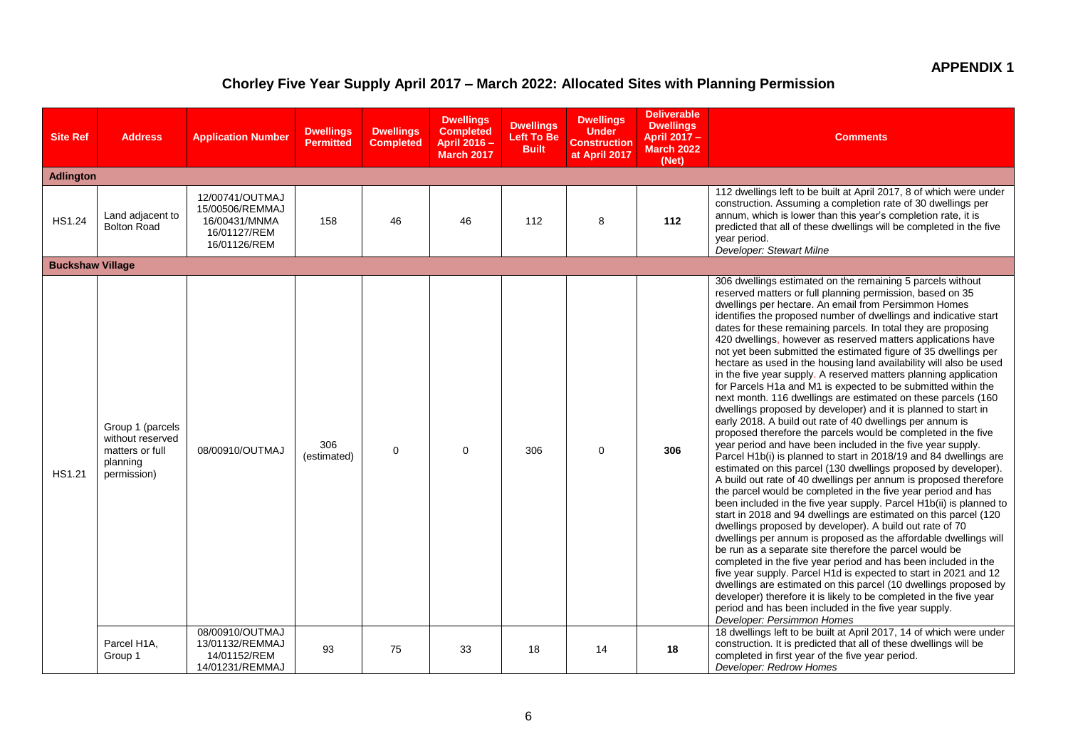**APPENDIX 1**

## Chorley Five Year Supply April 2017 – March 2022: Allocated Sites with Planning Permission

| Site Ref | Address | Application Number | Dwellings Permitted | Dwellings Completed | Dwellings Completed April 2016 – March 2017 | Dwellings Left To Be Built | Dwellings Under Construction at April 2017 | Deliverable Dwellings April 2017 – March 2022 (Net) | Comments |
|---|---|---|---|---|---|---|---|---|---|
| **Adlington** | | | | | | | | | |
| HS1.24 | Land adjacent to Bolton Road | 12/00741/OUTMAJ 15/00506/REMMAJ 16/00431/MNMA 16/01127/REM 16/01126/REM | 158 | 46 | 46 | 112 | 8 | **112** | 112 dwellings left to be built at April 2017, 8 of which were under construction. Assuming a completion rate of 30 dwellings per annum, which is lower than this year's completion rate, it is predicted that all of these dwellings will be completed in the five year period. *Developer: Stewart Milne* |
| **Buckshaw Village** | | | | | | | | | |
| HS1.21 | Group 1 (parcels without reserved matters or full planning permission) | 08/00910/OUTMAJ | 306 (estimated) | 0 | 0 | 306 | 0 | **306** | 306 dwellings estimated on the remaining 5 parcels without reserved matters or full planning permission, based on 35 dwellings per hectare. An email from Persimmon Homes identifies the proposed number of dwellings and indicative start dates for these remaining parcels. In total they are proposing 420 dwellings, however as reserved matters applications have not yet been submitted the estimated figure of 35 dwellings per hectare as used in the housing land availability will also be used in the five year supply. A reserved matters planning application for Parcels H1a and M1 is expected to be submitted within the next month. 116 dwellings are estimated on these parcels (160 dwellings proposed by developer) and it is planned to start in early 2018. A build out rate of 40 dwellings per annum is proposed therefore the parcels would be completed in the five year period and have been included in the five year supply. Parcel H1b(i) is planned to start in 2018/19 and 84 dwellings are estimated on this parcel (130 dwellings proposed by developer). A build out rate of 40 dwellings per annum is proposed therefore the parcel would be completed in the five year period and has been included in the five year supply. Parcel H1b(ii) is planned to start in 2018 and 94 dwellings are estimated on this parcel (120 dwellings proposed by developer). A build out rate of 70 dwellings per annum is proposed as the affordable dwellings will be run as a separate site therefore the parcel would be completed in the five year period and has been included in the five year supply. Parcel H1d is expected to start in 2021 and 12 dwellings are estimated on this parcel (10 dwellings proposed by developer) therefore it is likely to be completed in the five year period and has been included in the five year supply. *Developer: Persimmon Homes* |
| | Parcel H1A, Group 1 | 08/00910/OUTMAJ 13/01132/REMMAJ 14/01152/REM 14/01231/REMMAJ | 93 | 75 | 33 | 18 | 14 | **18** | 18 dwellings left to be built at April 2017, 14 of which were under construction. It is predicted that all of these dwellings will be completed in first year of the five year period. *Developer: Redrow Homes* |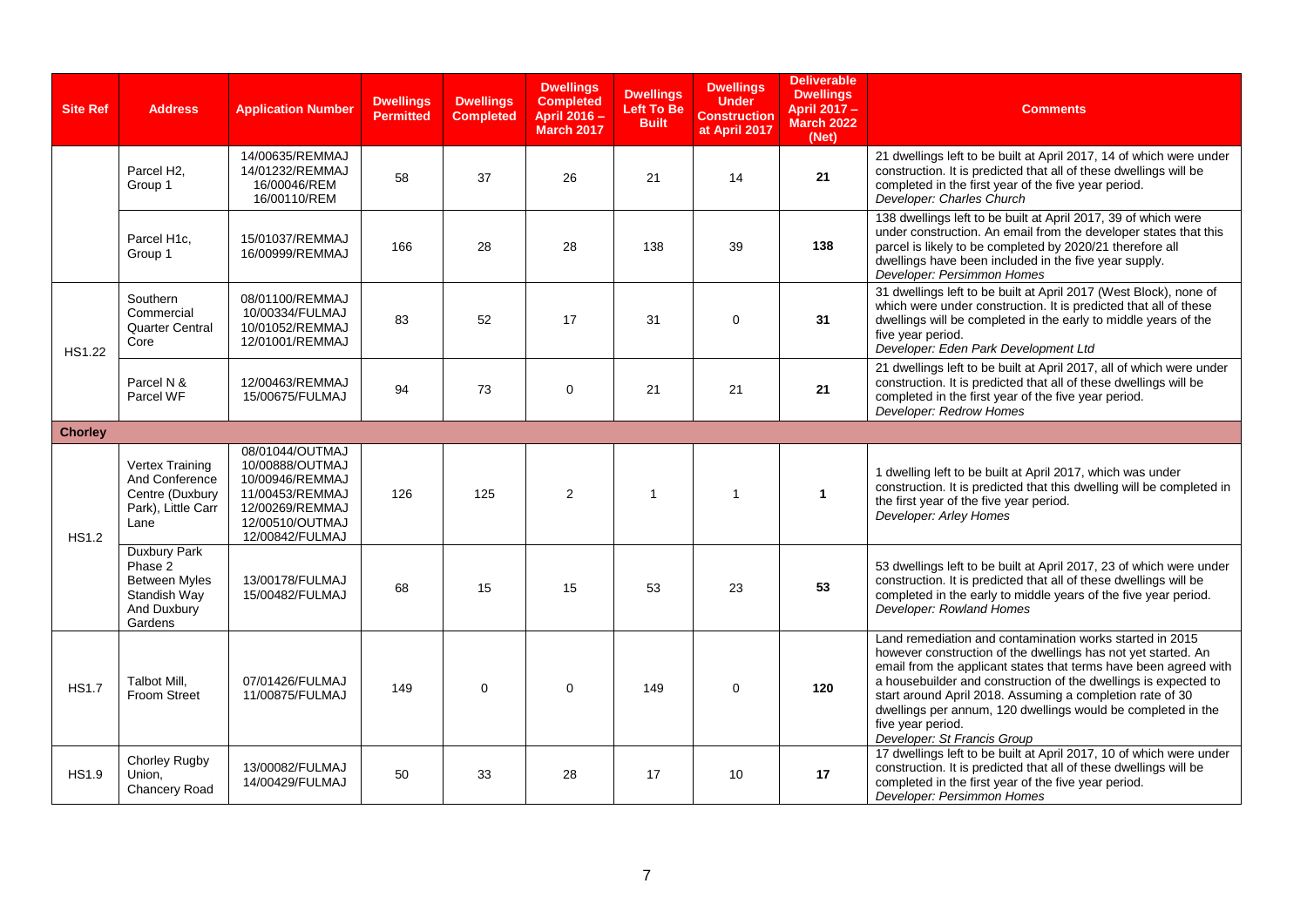| Site Ref | Address | Application Number | Dwellings Permitted | Dwellings Completed | Dwellings Completed April 2016 – March 2017 | Dwellings Left To Be Built | Dwellings Under Construction at April 2017 | Deliverable Dwellings April 2017 – March 2022 (Net) | Comments |
|---|---|---|---|---|---|---|---|---|---|
| | Parcel H2, Group 1 | 14/00635/REMMAJ 14/01232/REMMAJ 16/00046/REM 16/00110/REM | 58 | 37 | 26 | 21 | 14 | **21** | 21 dwellings left to be built at April 2017, 14 of which were under construction. It is predicted that all of these dwellings will be completed in the first year of the five year period. *Developer: Charles Church* |
| | Parcel H1c, Group 1 | 15/01037/REMMAJ 16/00999/REMMAJ | 166 | 28 | 28 | 138 | 39 | **138** | 138 dwellings left to be built at April 2017, 39 of which were under construction. An email from the developer states that this parcel is likely to be completed by 2020/21 therefore all dwellings have been included in the five year supply. *Developer: Persimmon Homes* |
| HS1.22 | Southern Commercial Quarter Central Core | 08/01100/REMMAJ 10/00334/FULMAJ 10/01052/REMMAJ 12/01001/REMMAJ | 83 | 52 | 17 | 31 | 0 | **31** | 31 dwellings left to be built at April 2017 (West Block), none of which were under construction. It is predicted that all of these dwellings will be completed in the early to middle years of the five year period. *Developer: Eden Park Development Ltd* |
| | Parcel N & Parcel WF | 12/00463/REMMAJ 15/00675/FULMAJ | 94 | 73 | 0 | 21 | 21 | **21** | 21 dwellings left to be built at April 2017, all of which were under construction. It is predicted that all of these dwellings will be completed in the first year of the five year period. *Developer: Redrow Homes* |
| **Chorley** | | | | | | | | | |
| HS1.2 | Vertex Training And Conference Centre (Duxbury Park), Little Carr Lane | 08/01044/OUTMAJ 10/00888/OUTMAJ 10/00946/REMMAJ 11/00453/REMMAJ 12/00269/REMMAJ 12/00510/OUTMAJ 12/00842/FULMAJ | 126 | 125 | 2 | 1 | 1 | **1** | 1 dwelling left to be built at April 2017, which was under construction. It is predicted that this dwelling will be completed in the first year of the five year period. *Developer: Arley Homes* |
| | Duxbury Park Phase 2 Between Myles Standish Way And Duxbury Gardens | 13/00178/FULMAJ 15/00482/FULMAJ | 68 | 15 | 15 | 53 | 23 | **53** | 53 dwellings left to be built at April 2017, 23 of which were under construction. It is predicted that all of these dwellings will be completed in the early to middle years of the five year period. *Developer: Rowland Homes* |
| HS1.7 | Talbot Mill, Froom Street | 07/01426/FULMAJ 11/00875/FULMAJ | 149 | 0 | 0 | 149 | 0 | **120** | Land remediation and contamination works started in 2015 however construction of the dwellings has not yet started. An email from the applicant states that terms have been agreed with a housebuilder and construction of the dwellings is expected to start around April 2018. Assuming a completion rate of 30 dwellings per annum, 120 dwellings would be completed in the five year period. *Developer: St Francis Group* |
| HS1.9 | Chorley Rugby Union, Chancery Road | 13/00082/FULMAJ 14/00429/FULMAJ | 50 | 33 | 28 | 17 | 10 | **17** | 17 dwellings left to be built at April 2017, 10 of which were under construction. It is predicted that all of these dwellings will be completed in the first year of the five year period. *Developer: Persimmon Homes* |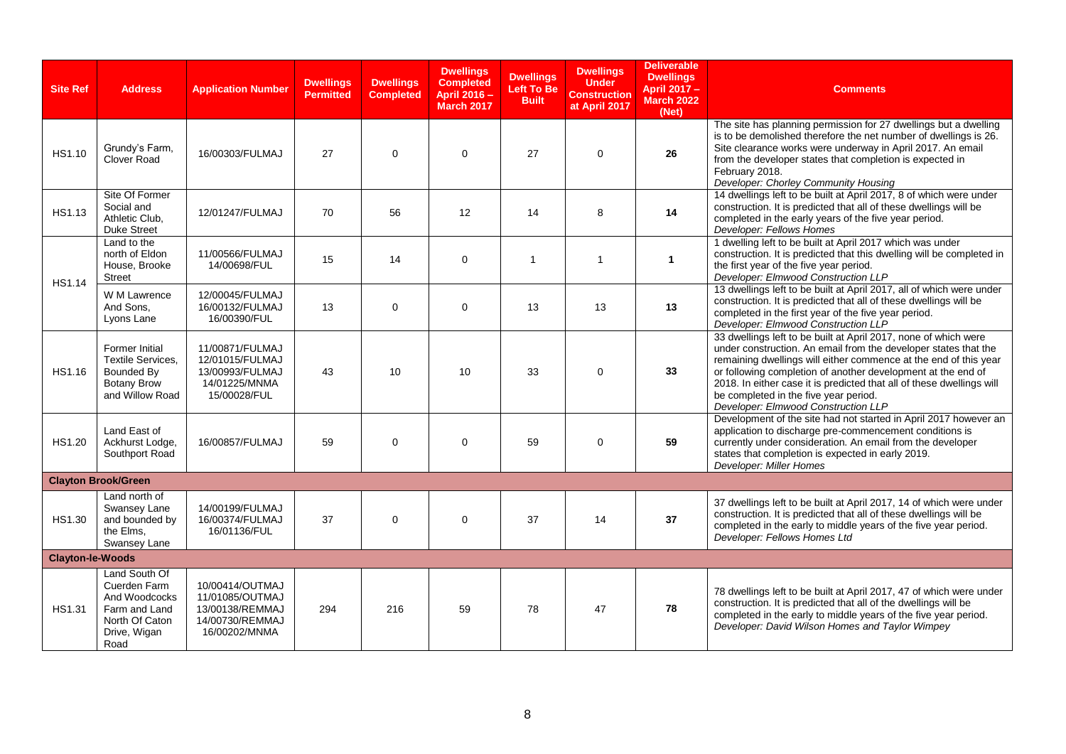| Site Ref | Address | Application Number | Dwellings Permitted | Dwellings Completed | Dwellings Completed April 2016 – March 2017 | Dwellings Left To Be Built | Dwellings Under Construction at April 2017 | Deliverable Dwellings April 2017 – March 2022 (Net) | Comments |
|---|---|---|---|---|---|---|---|---|---|
| HS1.10 | Grundy's Farm, Clover Road | 16/00303/FULMAJ | 27 | 0 | 0 | 27 | 0 | **26** | The site has planning permission for 27 dwellings but a dwelling is to be demolished therefore the net number of dwellings is 26. Site clearance works were underway in April 2017. An email from the developer states that completion is expected in February 2018. *Developer: Chorley Community Housing* |
| HS1.13 | Site Of Former Social and Athletic Club, Duke Street | 12/01247/FULMAJ | 70 | 56 | 12 | 14 | 8 | **14** | 14 dwellings left to be built at April 2017, 8 of which were under construction. It is predicted that all of these dwellings will be completed in the early years of the five year period. *Developer: Fellows Homes* |
| HS1.14 | Land to the north of Eldon House, Brooke Street | 11/00566/FULMAJ 14/00698/FUL | 15 | 14 | 0 | 1 | 1 | **1** | 1 dwelling left to be built at April 2017 which was under construction. It is predicted that this dwelling will be completed in the first year of the five year period. *Developer: Elmwood Construction LLP* |
| | W M Lawrence And Sons, Lyons Lane | 12/00045/FULMAJ 16/00132/FULMAJ 16/00390/FUL | 13 | 0 | 0 | 13 | 13 | **13** | 13 dwellings left to be built at April 2017, all of which were under construction. It is predicted that all of these dwellings will be completed in the first year of the five year period. *Developer: Elmwood Construction LLP* |
| HS1.16 | Former Initial Textile Services, Bounded By Botany Brow and Willow Road | 11/00871/FULMAJ 12/01015/FULMAJ 13/00993/FULMAJ 14/01225/MNMA 15/00028/FUL | 43 | 10 | 10 | 33 | 0 | **33** | 33 dwellings left to be built at April 2017, none of which were under construction. An email from the developer states that the remaining dwellings will either commence at the end of this year or following completion of another development at the end of 2018. In either case it is predicted that all of these dwellings will be completed in the five year period. *Developer: Elmwood Construction LLP* |
| HS1.20 | Land East of Ackhurst Lodge, Southport Road | 16/00857/FULMAJ | 59 | 0 | 0 | 59 | 0 | **59** | Development of the site had not started in April 2017 however an application to discharge pre-commencement conditions is currently under consideration. An email from the developer states that completion is expected in early 2019. *Developer: Miller Homes* |
| **Clayton Brook/Green** | | | | | | | | | |
| HS1.30 | Land north of Swansey Lane and bounded by the Elms, Swansey Lane | 14/00199/FULMAJ 16/00374/FULMAJ 16/01136/FUL | 37 | 0 | 0 | 37 | 14 | **37** | 37 dwellings left to be built at April 2017, 14 of which were under construction. It is predicted that all of these dwellings will be completed in the early to middle years of the five year period. *Developer: Fellows Homes Ltd* |
| **Clayton-le-Woods** | | | | | | | | | |
| HS1.31 | Land South Of Cuerden Farm And Woodcocks Farm and Land North Of Caton Drive, Wigan Road | 10/00414/OUTMAJ 11/01085/OUTMAJ 13/00138/REMMAJ 14/00730/REMMAJ 16/00202/MNMA | 294 | 216 | 59 | 78 | 47 | **78** | 78 dwellings left to be built at April 2017, 47 of which were under construction. It is predicted that all of the dwellings will be completed in the early to middle years of the five year period. *Developer: David Wilson Homes and Taylor Wimpey* |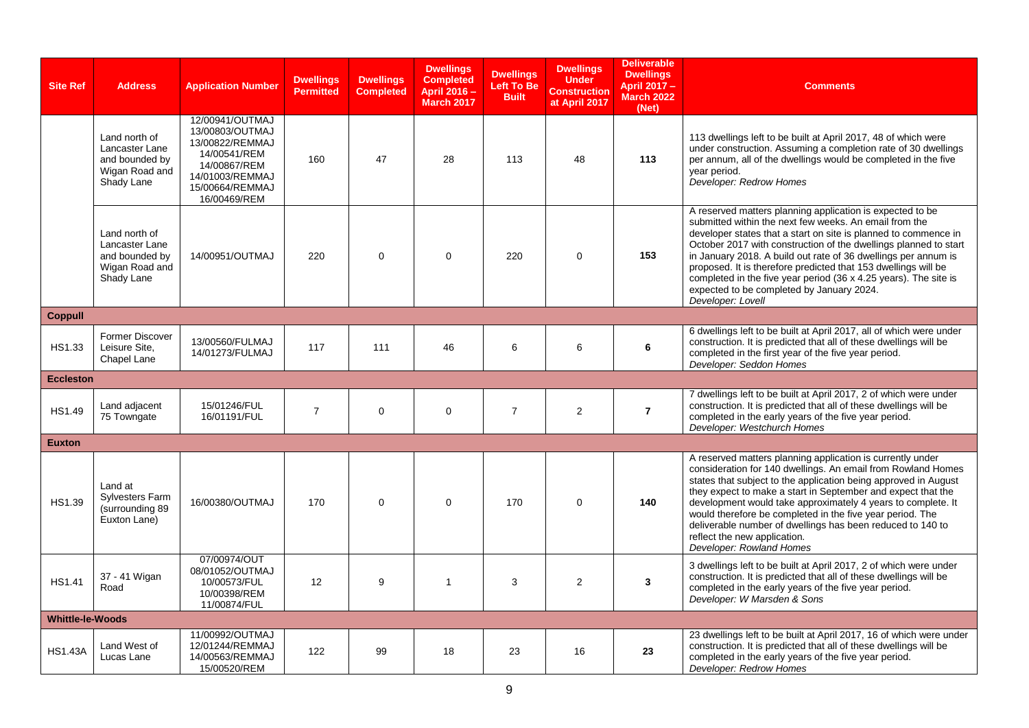| Site Ref | Address | Application Number | Dwellings Permitted | Dwellings Completed | Dwellings Completed April 2016 – March 2017 | Dwellings Left To Be Built | Dwellings Under Construction at April 2017 | Deliverable Dwellings April 2017 – March 2022 (Net) | Comments |
|---|---|---|---|---|---|---|---|---|---|
| | Land north of Lancaster Lane and bounded by Wigan Road and Shady Lane | 12/00941/OUTMAJ 13/00803/OUTMAJ 13/00822/REMMAJ 14/00541/REM 14/00867/REM 14/01003/REMMAJ 15/00664/REMMAJ 16/00469/REM | 160 | 47 | 28 | 113 | 48 | **113** | 113 dwellings left to be built at April 2017, 48 of which were under construction. Assuming a completion rate of 30 dwellings per annum, all of the dwellings would be completed in the five year period. *Developer: Redrow Homes* |
| | Land north of Lancaster Lane and bounded by Wigan Road and Shady Lane | 14/00951/OUTMAJ | 220 | 0 | 0 | 220 | 0 | **153** | A reserved matters planning application is expected to be submitted within the next few weeks. An email from the developer states that a start on site is planned to commence in October 2017 with construction of the dwellings planned to start in January 2018. A build out rate of 36 dwellings per annum is proposed. It is therefore predicted that 153 dwellings will be completed in the five year period (36 x 4.25 years). The site is expected to be completed by January 2024. *Developer: Lovell* |
| **Coppull** | | | | | | | | | |
| HS1.33 | Former Discover Leisure Site, Chapel Lane | 13/00560/FULMAJ 14/01273/FULMAJ | 117 | 111 | 46 | 6 | 6 | **6** | 6 dwellings left to be built at April 2017, all of which were under construction. It is predicted that all of these dwellings will be completed in the first year of the five year period. *Developer: Seddon Homes* |
| **Eccleston** | | | | | | | | | |
| HS1.49 | Land adjacent 75 Towngate | 15/01246/FUL 16/01191/FUL | 7 | 0 | 0 | 7 | 2 | **7** | 7 dwellings left to be built at April 2017, 2 of which were under construction. It is predicted that all of these dwellings will be completed in the early years of the five year period. *Developer: Westchurch Homes* |
| **Euxton** | | | | | | | | | |
| HS1.39 | Land at Sylvesters Farm (surrounding 89 Euxton Lane) | 16/00380/OUTMAJ | 170 | 0 | 0 | 170 | 0 | **140** | A reserved matters planning application is currently under consideration for 140 dwellings. An email from Rowland Homes states that subject to the application being approved in August they expect to make a start in September and expect that the development would take approximately 4 years to complete. It would therefore be completed in the five year period. The deliverable number of dwellings has been reduced to 140 to reflect the new application. *Developer: Rowland Homes* |
| HS1.41 | 37 - 41 Wigan Road | 07/00974/OUT 08/01052/OUTMAJ 10/00573/FUL 10/00398/REM 11/00874/FUL | 12 | 9 | 1 | 3 | 2 | **3** | 3 dwellings left to be built at April 2017, 2 of which were under construction. It is predicted that all of these dwellings will be completed in the early years of the five year period. *Developer: W Marsden & Sons* |
| **Whittle-le-Woods** | | | | | | | | | |
| HS1.43A | Land West of Lucas Lane | 11/00992/OUTMAJ 12/01244/REMMAJ 14/00563/REMMAJ 15/00520/REM | 122 | 99 | 18 | 23 | 16 | **23** | 23 dwellings left to be built at April 2017, 16 of which were under construction. It is predicted that all of these dwellings will be completed in the early years of the five year period. *Developer: Redrow Homes* |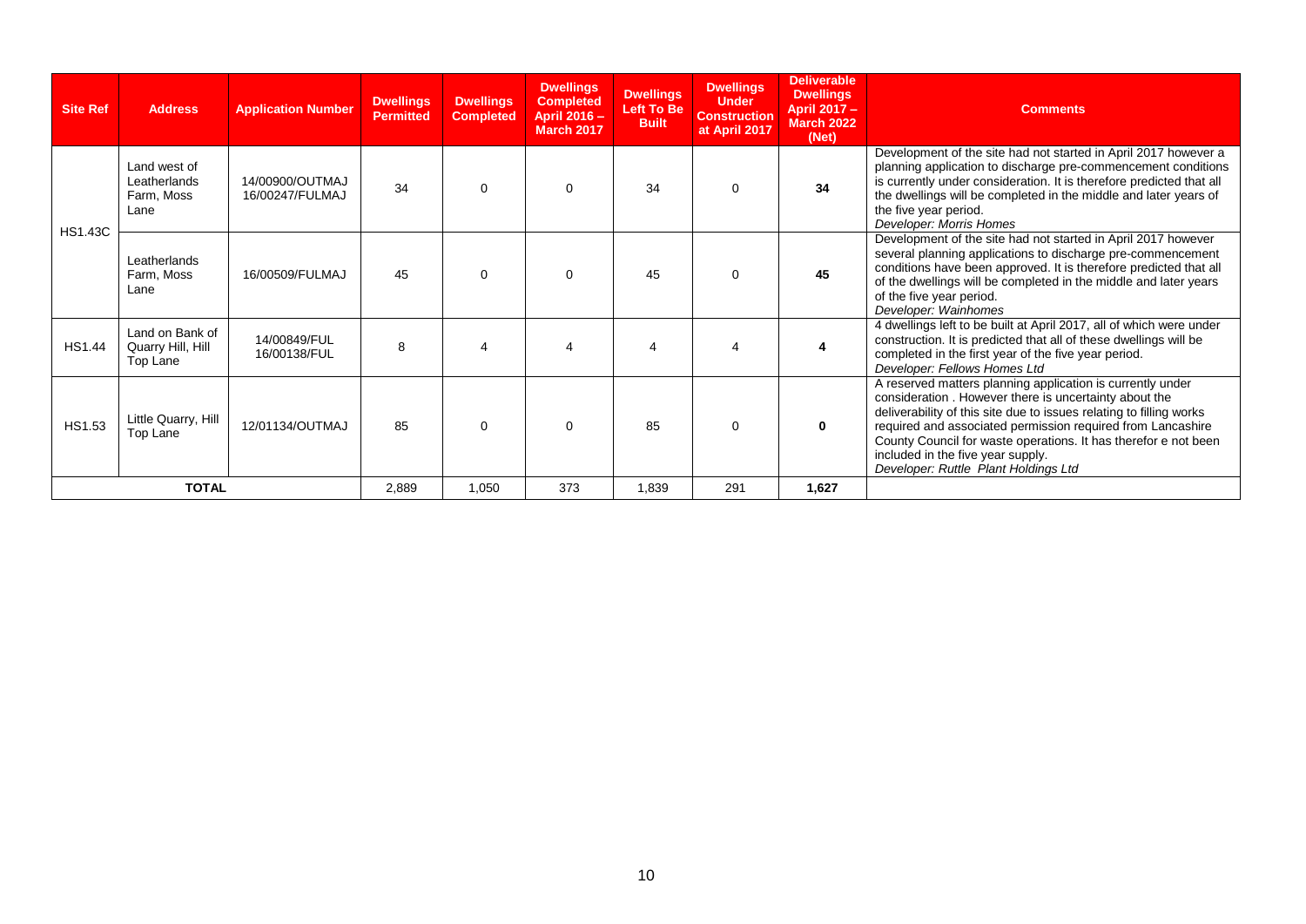| Site Ref | Address | Application Number | Dwellings Permitted | Dwellings Completed | Dwellings Completed April 2016 – March 2017 | Dwellings Left To Be Built | Dwellings Under Construction at April 2017 | Deliverable Dwellings April 2017 – March 2022 (Net) | Comments |
|---|---|---|---|---|---|---|---|---|---|
| HS1.43C | Land west of Leatherlands Farm, Moss Lane | 14/00900/OUTMAJ 16/00247/FULMAJ | 34 | 0 | 0 | 34 | 0 | **34** | Development of the site had not started in April 2017 however a planning application to discharge pre-commencement conditions is currently under consideration. It is therefore predicted that all the dwellings will be completed in the middle and later years of the five year period. *Developer: Morris Homes* |
| | Leatherlands Farm, Moss Lane | 16/00509/FULMAJ | 45 | 0 | 0 | 45 | 0 | **45** | Development of the site had not started in April 2017 however several planning applications to discharge pre-commencement conditions have been approved. It is therefore predicted that all of the dwellings will be completed in the middle and later years of the five year period. *Developer: Wainhomes* |
| HS1.44 | Land on Bank of Quarry Hill, Hill Top Lane | 14/00849/FUL 16/00138/FUL | 8 | 4 | 4 | 4 | 4 | **4** | 4 dwellings left to be built at April 2017, all of which were under construction. It is predicted that all of these dwellings will be completed in the first year of the five year period. *Developer: Fellows Homes Ltd* |
| HS1.53 | Little Quarry, Hill Top Lane | 12/01134/OUTMAJ | 85 | 0 | 0 | 85 | 0 | **0** | A reserved matters planning application is currently under consideration . However there is uncertainty about the deliverability of this site due to issues relating to filling works required and associated permission required from Lancashire County Council for waste operations. It has therefor e not been included in the five year supply. *Developer: Ruttle Plant Holdings Ltd* |
| **TOTAL** | | | 2,889 | 1,050 | 373 | 1,839 | 291 | **1,627** | |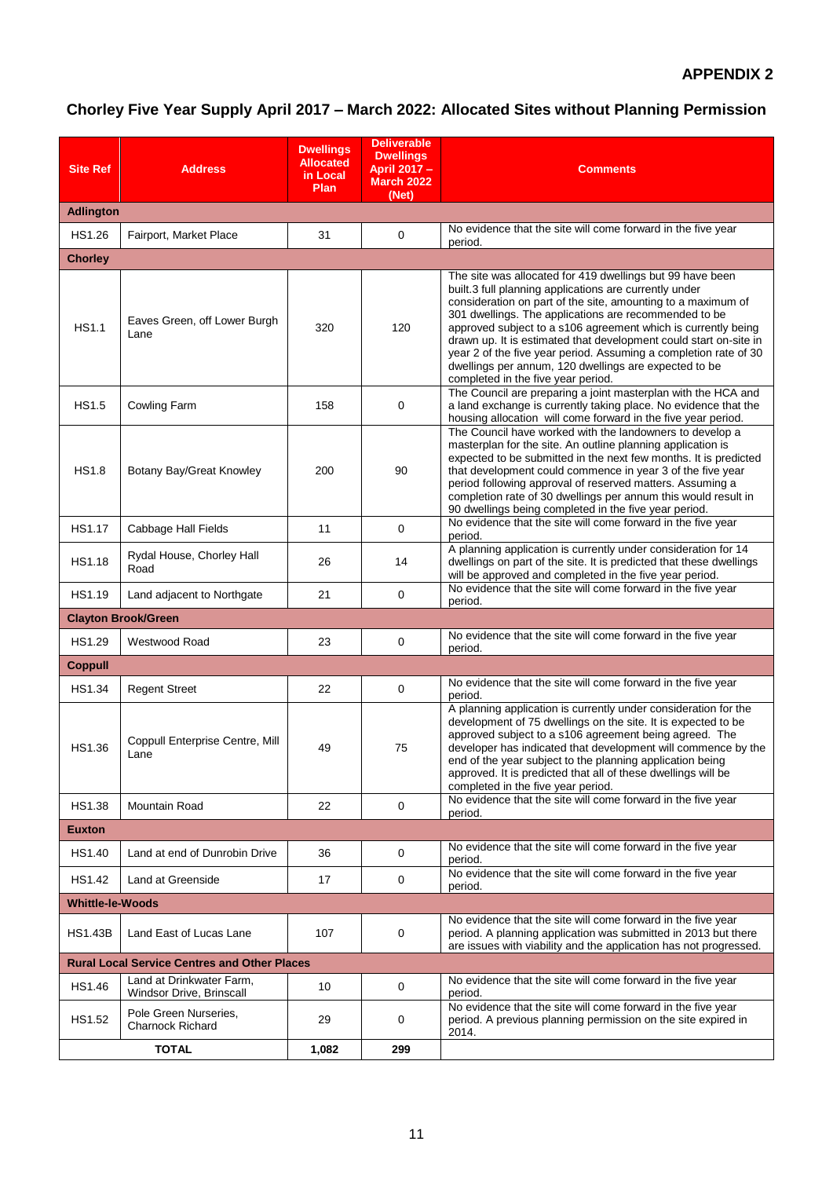**APPENDIX 2**

## Chorley Five Year Supply April 2017 – March 2022: Allocated Sites without Planning Permission

| Site Ref | Address | Dwellings Allocated in Local Plan | Deliverable Dwellings April 2017 – March 2022 (Net) | Comments |
|---|---|---|---|---|
| **Adlington** | | | | |
| HS1.26 | Fairport, Market Place | 31 | 0 | No evidence that the site will come forward in the five year period. |
| **Chorley** | | | | |
| HS1.1 | Eaves Green, off Lower Burgh Lane | 320 | 120 | The site was allocated for 419 dwellings but 99 have been built.3 full planning applications are currently under consideration on part of the site, amounting to a maximum of 301 dwellings. The applications are recommended to be approved subject to a s106 agreement which is currently being drawn up. It is estimated that development could start on-site in year 2 of the five year period. Assuming a completion rate of 30 dwellings per annum, 120 dwellings are expected to be completed in the five year period. |
| HS1.5 | Cowling Farm | 158 | 0 | The Council are preparing a joint masterplan with the HCA and a land exchange is currently taking place. No evidence that the housing allocation will come forward in the five year period. |
| HS1.8 | Botany Bay/Great Knowley | 200 | 90 | The Council have worked with the landowners to develop a masterplan for the site. An outline planning application is expected to be submitted in the next few months. It is predicted that development could commence in year 3 of the five year period following approval of reserved matters. Assuming a completion rate of 30 dwellings per annum this would result in 90 dwellings being completed in the five year period. |
| HS1.17 | Cabbage Hall Fields | 11 | 0 | No evidence that the site will come forward in the five year period. |
| HS1.18 | Rydal House, Chorley Hall Road | 26 | 14 | A planning application is currently under consideration for 14 dwellings on part of the site. It is predicted that these dwellings will be approved and completed in the five year period. |
| HS1.19 | Land adjacent to Northgate | 21 | 0 | No evidence that the site will come forward in the five year period. |
| **Clayton Brook/Green** | | | | |
| HS1.29 | Westwood Road | 23 | 0 | No evidence that the site will come forward in the five year period. |
| **Coppull** | | | | |
| HS1.34 | Regent Street | 22 | 0 | No evidence that the site will come forward in the five year period. |
| HS1.36 | Coppull Enterprise Centre, Mill Lane | 49 | 75 | A planning application is currently under consideration for the development of 75 dwellings on the site. It is expected to be approved subject to a s106 agreement being agreed. The developer has indicated that development will commence by the end of the year subject to the planning application being approved. It is predicted that all of these dwellings will be completed in the five year period. |
| HS1.38 | Mountain Road | 22 | 0 | No evidence that the site will come forward in the five year period. |
| **Euxton** | | | | |
| HS1.40 | Land at end of Dunrobin Drive | 36 | 0 | No evidence that the site will come forward in the five year period. |
| HS1.42 | Land at Greenside | 17 | 0 | No evidence that the site will come forward in the five year period. |
| **Whittle-le-Woods** | | | | |
| HS1.43B | Land East of Lucas Lane | 107 | 0 | No evidence that the site will come forward in the five year period. A planning application was submitted in 2013 but there are issues with viability and the application has not progressed. |
| **Rural Local Service Centres and Other Places** | | | | |
| HS1.46 | Land at Drinkwater Farm, Windsor Drive, Brinscall | 10 | 0 | No evidence that the site will come forward in the five year period. |
| HS1.52 | Pole Green Nurseries, Charnock Richard | 29 | 0 | No evidence that the site will come forward in the five year period. A previous planning permission on the site expired in 2014. |
| **TOTAL** | | **1,082** | **299** | |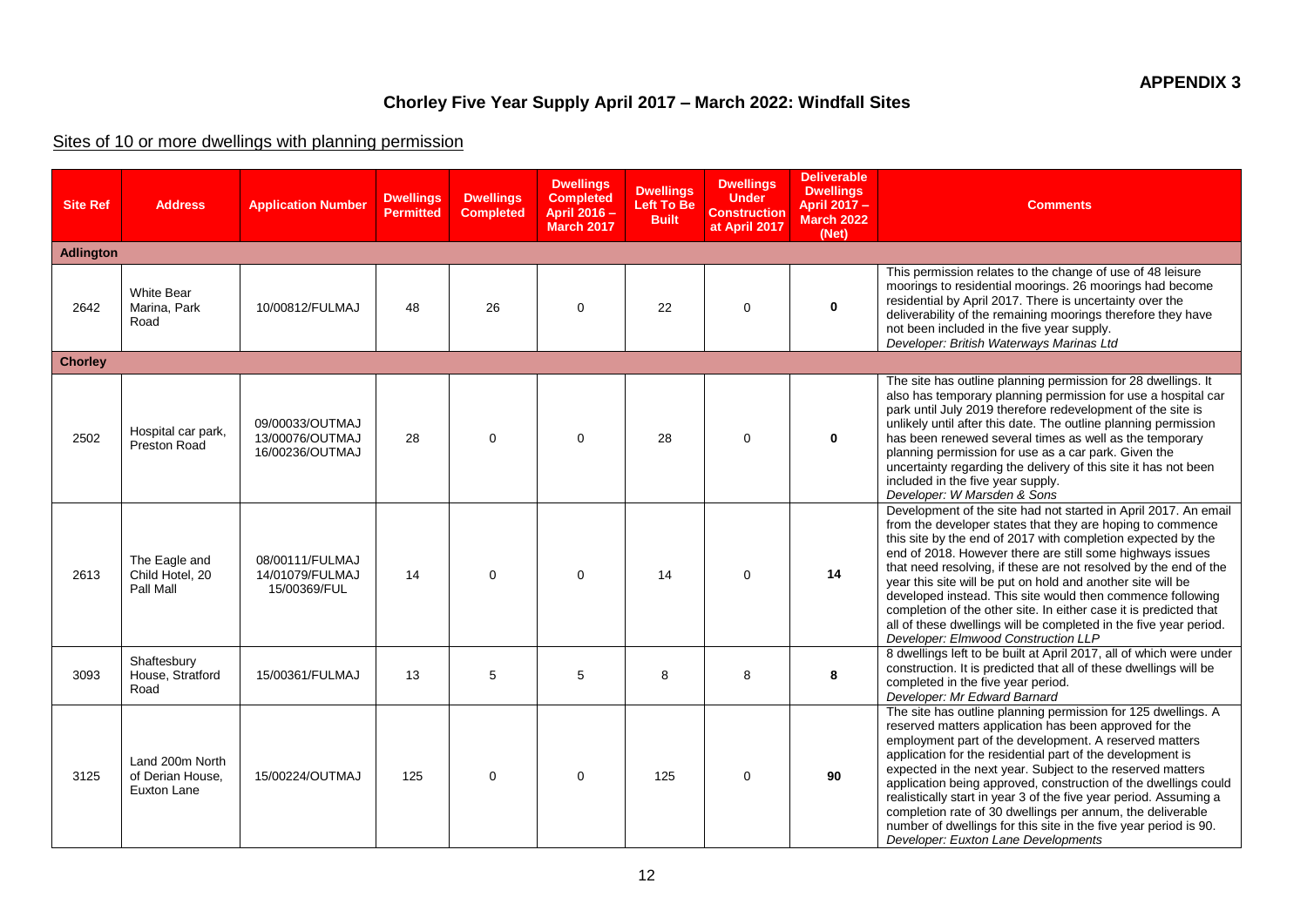**APPENDIX 3**

# Chorley Five Year Supply April 2017 – March 2022: Windfall Sites

## Sites of 10 or more dwellings with planning permission

| Site Ref | Address | Application Number | Dwellings Permitted | Dwellings Completed | Dwellings Completed April 2016 – March 2017 | Dwellings Left To Be Built | Dwellings Under Construction at April 2017 | Deliverable Dwellings April 2017 – March 2022 (Net) | Comments |
|---|---|---|---|---|---|---|---|---|---|
| **Adlington** | | | | | | | | | |
| 2642 | White Bear Marina, Park Road | 10/00812/FULMAJ | 48 | 26 | 0 | 22 | 0 | **0** | This permission relates to the change of use of 48 leisure moorings to residential moorings. 26 moorings had become residential by April 2017. There is uncertainty over the deliverability of the remaining moorings therefore they have not been included in the five year supply. *Developer: British Waterways Marinas Ltd* |
| **Chorley** | | | | | | | | | |
| 2502 | Hospital car park, Preston Road | 09/00033/OUTMAJ 13/00076/OUTMAJ 16/00236/OUTMAJ | 28 | 0 | 0 | 28 | 0 | **0** | The site has outline planning permission for 28 dwellings. It also has temporary planning permission for use a hospital car park until July 2019 therefore redevelopment of the site is unlikely until after this date. The outline planning permission has been renewed several times as well as the temporary planning permission for use as a car park. Given the uncertainty regarding the delivery of this site it has not been included in the five year supply. *Developer: W Marsden & Sons* |
| 2613 | The Eagle and Child Hotel, 20 Pall Mall | 08/00111/FULMAJ 14/01079/FULMAJ 15/00369/FUL | 14 | 0 | 0 | 14 | 0 | **14** | Development of the site had not started in April 2017. An email from the developer states that they are hoping to commence this site by the end of 2017 with completion expected by the end of 2018. However there are still some highways issues that need resolving, if these are not resolved by the end of the year this site will be put on hold and another site will be developed instead. This site would then commence following completion of the other site. In either case it is predicted that all of these dwellings will be completed in the five year period. *Developer: Elmwood Construction LLP* |
| 3093 | Shaftesbury House, Stratford Road | 15/00361/FULMAJ | 13 | 5 | 5 | 8 | 8 | **8** | 8 dwellings left to be built at April 2017, all of which were under construction. It is predicted that all of these dwellings will be completed in the five year period. *Developer: Mr Edward Barnard* |
| 3125 | Land 200m North of Derian House, Euxton Lane | 15/00224/OUTMAJ | 125 | 0 | 0 | 125 | 0 | **90** | The site has outline planning permission for 125 dwellings. A reserved matters application has been approved for the employment part of the development. A reserved matters application for the residential part of the development is expected in the next year. Subject to the reserved matters application being approved, construction of the dwellings could realistically start in year 3 of the five year period. Assuming a completion rate of 30 dwellings per annum, the deliverable number of dwellings for this site in the five year period is 90. *Developer: Euxton Lane Developments* |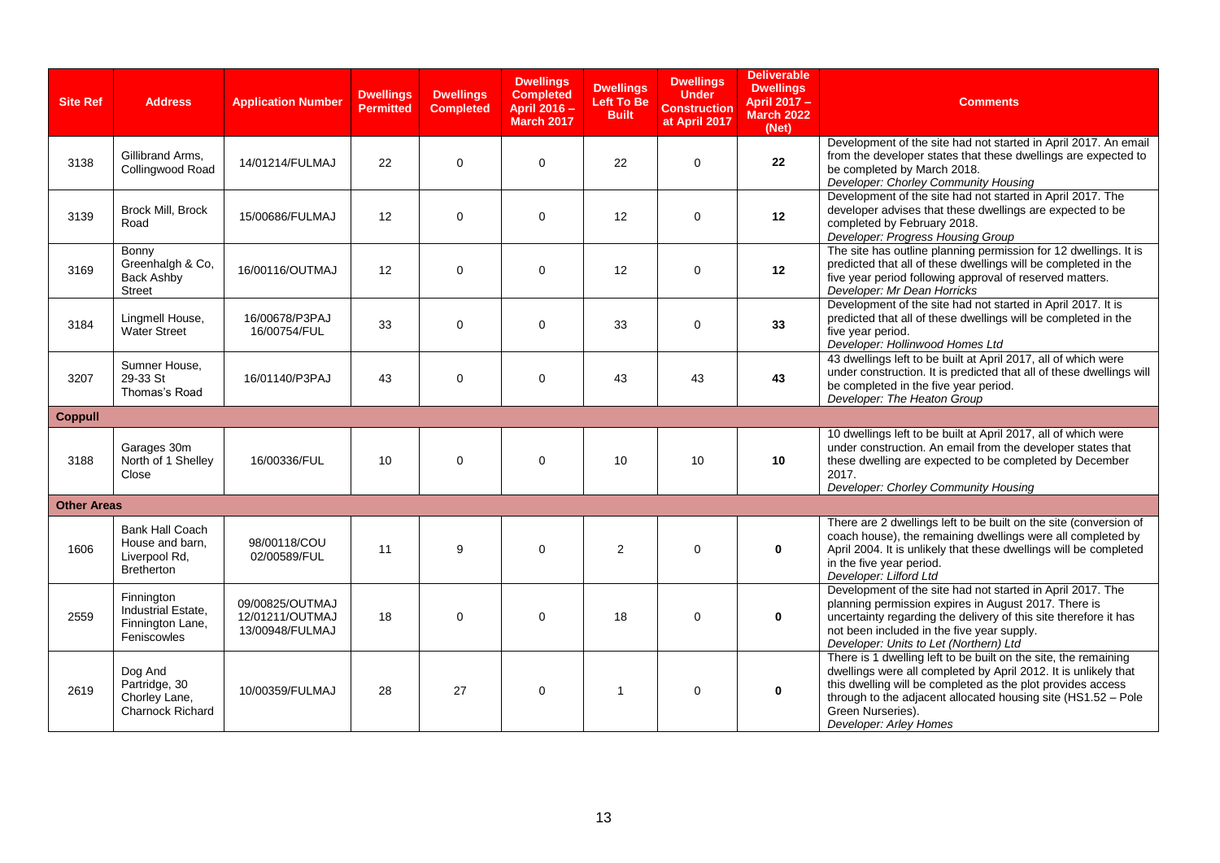| Site Ref | Address | Application Number | Dwellings Permitted | Dwellings Completed | Dwellings Completed April 2016 – March 2017 | Dwellings Left To Be Built | Dwellings Under Construction at April 2017 | Deliverable Dwellings April 2017 – March 2022 (Net) | Comments |
|---|---|---|---|---|---|---|---|---|---|
| 3138 | Gillibrand Arms, Collingwood Road | 14/01214/FULMAJ | 22 | 0 | 0 | 22 | 0 | **22** | Development of the site had not started in April 2017. An email from the developer states that these dwellings are expected to be completed by March 2018. *Developer: Chorley Community Housing* |
| 3139 | Brock Mill, Brock Road | 15/00686/FULMAJ | 12 | 0 | 0 | 12 | 0 | **12** | Development of the site had not started in April 2017. The developer advises that these dwellings are expected to be completed by February 2018. *Developer: Progress Housing Group* |
| 3169 | Bonny Greenhalgh & Co, Back Ashby Street | 16/00116/OUTMAJ | 12 | 0 | 0 | 12 | 0 | **12** | The site has outline planning permission for 12 dwellings. It is predicted that all of these dwellings will be completed in the five year period following approval of reserved matters. *Developer: Mr Dean Horricks* |
| 3184 | Lingmell House, Water Street | 16/00678/P3PAJ 16/00754/FUL | 33 | 0 | 0 | 33 | 0 | **33** | Development of the site had not started in April 2017. It is predicted that all of these dwellings will be completed in the five year period. *Developer: Hollinwood Homes Ltd* |
| 3207 | Sumner House, 29-33 St Thomas's Road | 16/01140/P3PAJ | 43 | 0 | 0 | 43 | 43 | **43** | 43 dwellings left to be built at April 2017, all of which were under construction. It is predicted that all of these dwellings will be completed in the five year period. *Developer: The Heaton Group* |
| **Coppull** | | | | | | | | | |
| 3188 | Garages 30m North of 1 Shelley Close | 16/00336/FUL | 10 | 0 | 0 | 10 | 10 | **10** | 10 dwellings left to be built at April 2017, all of which were under construction. An email from the developer states that these dwelling are expected to be completed by December 2017. *Developer: Chorley Community Housing* |
| **Other Areas** | | | | | | | | | |
| 1606 | Bank Hall Coach House and barn, Liverpool Rd, Bretherton | 98/00118/COU 02/00589/FUL | 11 | 9 | 0 | 2 | 0 | **0** | There are 2 dwellings left to be built on the site (conversion of coach house), the remaining dwellings were all completed by April 2004. It is unlikely that these dwellings will be completed in the five year period. *Developer: Lilford Ltd* |
| 2559 | Finnington Industrial Estate, Finnington Lane, Feniscowles | 09/00825/OUTMAJ 12/01211/OUTMAJ 13/00948/FULMAJ | 18 | 0 | 0 | 18 | 0 | **0** | Development of the site had not started in April 2017. The planning permission expires in August 2017. There is uncertainty regarding the delivery of this site therefore it has not been included in the five year supply. *Developer: Units to Let (Northern) Ltd* |
| 2619 | Dog And Partridge, 30 Chorley Lane, Charnock Richard | 10/00359/FULMAJ | 28 | 27 | 0 | 1 | 0 | **0** | There is 1 dwelling left to be built on the site, the remaining dwellings were all completed by April 2012. It is unlikely that this dwelling will be completed as the plot provides access through to the adjacent allocated housing site (HS1.52 – Pole Green Nurseries). *Developer: Arley Homes* |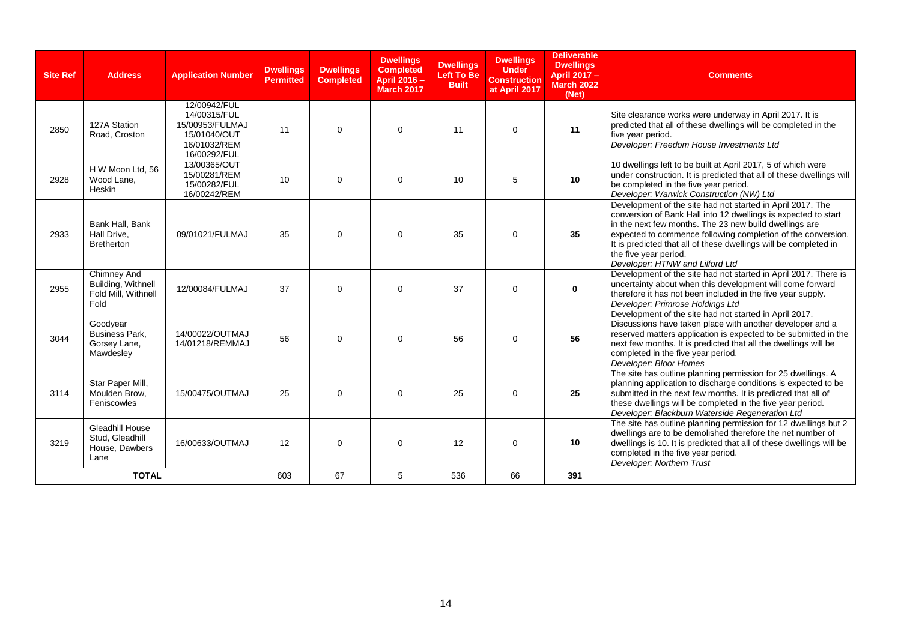| Site Ref | Address | Application Number | Dwellings Permitted | Dwellings Completed | Dwellings Completed April 2016 – March 2017 | Dwellings Left To Be Built | Dwellings Under Construction at April 2017 | Deliverable Dwellings April 2017 – March 2022 (Net) | Comments |
|---|---|---|---|---|---|---|---|---|---|
| 2850 | 127A Station Road, Croston | 12/00942/FUL 14/00315/FUL 15/00953/FULMAJ 15/01040/OUT 16/01032/REM 16/00292/FUL | 11 | 0 | 0 | 11 | 0 | **11** | Site clearance works were underway in April 2017. It is predicted that all of these dwellings will be completed in the five year period. *Developer: Freedom House Investments Ltd* |
| 2928 | H W Moon Ltd, 56 Wood Lane, Heskin | 13/00365/OUT 15/00281/REM 15/00282/FUL 16/00242/REM | 10 | 0 | 0 | 10 | 5 | **10** | 10 dwellings left to be built at April 2017, 5 of which were under construction. It is predicted that all of these dwellings will be completed in the five year period. *Developer: Warwick Construction (NW) Ltd* |
| 2933 | Bank Hall, Bank Hall Drive, Bretherton | 09/01021/FULMAJ | 35 | 0 | 0 | 35 | 0 | **35** | Development of the site had not started in April 2017. The conversion of Bank Hall into 12 dwellings is expected to start in the next few months. The 23 new build dwellings are expected to commence following completion of the conversion. It is predicted that all of these dwellings will be completed in the five year period. *Developer: HTNW and Lilford Ltd* |
| 2955 | Chimney And Building, Withnell Fold Mill, Withnell Fold | 12/00084/FULMAJ | 37 | 0 | 0 | 37 | 0 | **0** | Development of the site had not started in April 2017. There is uncertainty about when this development will come forward therefore it has not been included in the five year supply. *Developer: Primrose Holdings Ltd* |
| 3044 | Goodyear Business Park, Gorsey Lane, Mawdesley | 14/00022/OUTMAJ 14/01218/REMMAJ | 56 | 0 | 0 | 56 | 0 | **56** | Development of the site had not started in April 2017. Discussions have taken place with another developer and a reserved matters application is expected to be submitted in the next few months. It is predicted that all the dwellings will be completed in the five year period. *Developer: Bloor Homes* |
| 3114 | Star Paper Mill, Moulden Brow, Feniscowles | 15/00475/OUTMAJ | 25 | 0 | 0 | 25 | 0 | **25** | The site has outline planning permission for 25 dwellings. A planning application to discharge conditions is expected to be submitted in the next few months. It is predicted that all of these dwellings will be completed in the five year period. *Developer: Blackburn Waterside Regeneration Ltd* |
| 3219 | Gleadhill House Stud, Gleadhill House, Dawbers Lane | 16/00633/OUTMAJ | 12 | 0 | 0 | 12 | 0 | **10** | The site has outline planning permission for 12 dwellings but 2 dwellings are to be demolished therefore the net number of dwellings is 10. It is predicted that all of these dwellings will be completed in the five year period. *Developer: Northern Trust* |
| **TOTAL** | | | 603 | 67 | 5 | 536 | 66 | **391** | |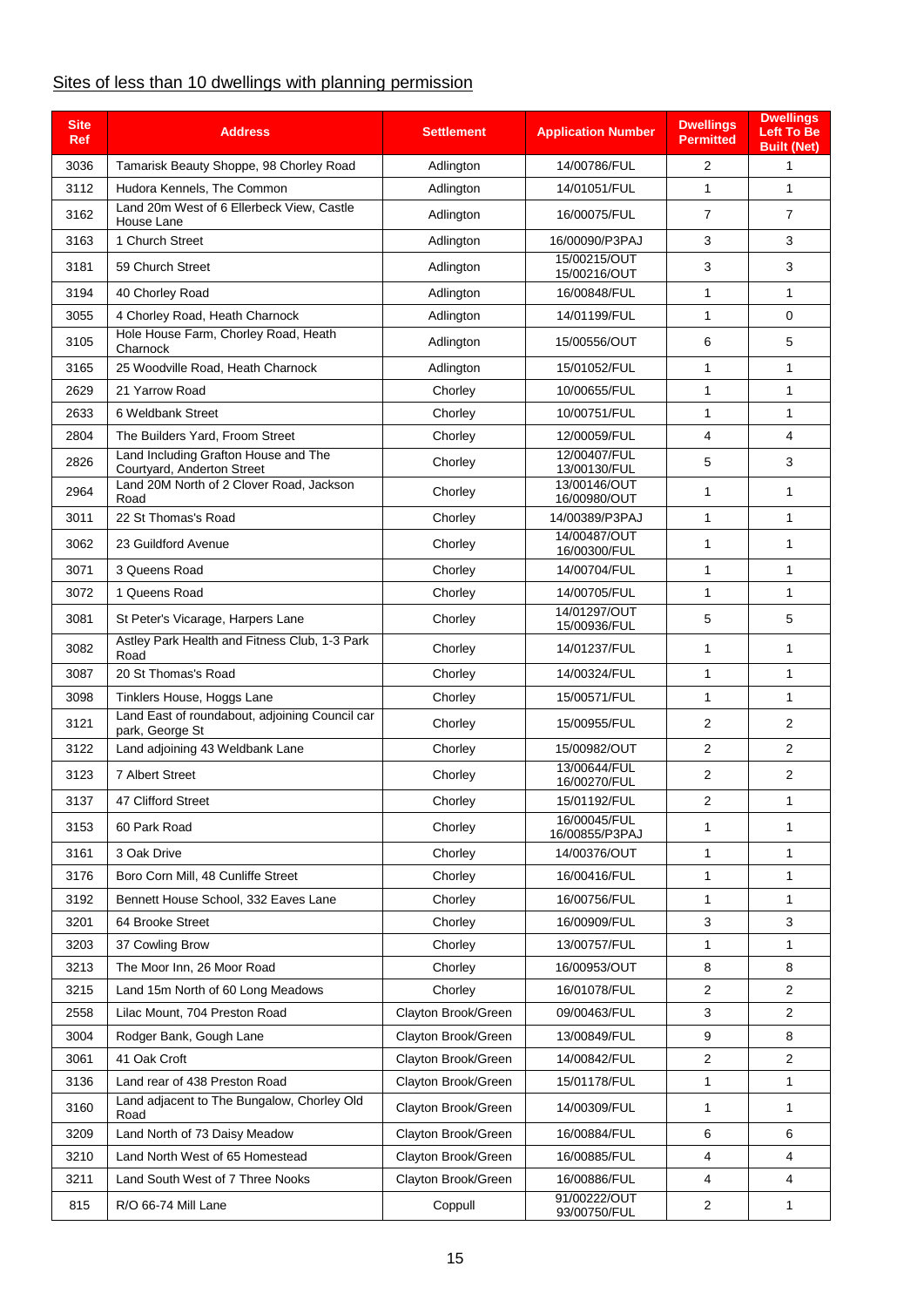Sites of less than 10 dwellings with planning permission

| Site Ref | Address | Settlement | Application Number | Dwellings Permitted | Dwellings Left To Be Built (Net) |
|---|---|---|---|---|---|
| 3036 | Tamarisk Beauty Shoppe, 98 Chorley Road | Adlington | 14/00786/FUL | 2 | 1 |
| 3112 | Hudora Kennels, The Common | Adlington | 14/01051/FUL | 1 | 1 |
| 3162 | Land 20m West of 6 Ellerbeck View, Castle House Lane | Adlington | 16/00075/FUL | 7 | 7 |
| 3163 | 1 Church Street | Adlington | 16/00090/P3PAJ | 3 | 3 |
| 3181 | 59 Church Street | Adlington | 15/00215/OUT 15/00216/OUT | 3 | 3 |
| 3194 | 40 Chorley Road | Adlington | 16/00848/FUL | 1 | 1 |
| 3055 | 4 Chorley Road, Heath Charnock | Adlington | 14/01199/FUL | 1 | 0 |
| 3105 | Hole House Farm, Chorley Road, Heath Charnock | Adlington | 15/00556/OUT | 6 | 5 |
| 3165 | 25 Woodville Road, Heath Charnock | Adlington | 15/01052/FUL | 1 | 1 |
| 2629 | 21 Yarrow Road | Chorley | 10/00655/FUL | 1 | 1 |
| 2633 | 6 Weldbank Street | Chorley | 10/00751/FUL | 1 | 1 |
| 2804 | The Builders Yard, Froom Street | Chorley | 12/00059/FUL | 4 | 4 |
| 2826 | Land Including Grafton House and The Courtyard, Anderton Street | Chorley | 12/00407/FUL 13/00130/FUL | 5 | 3 |
| 2964 | Land 20M North of 2 Clover Road, Jackson Road | Chorley | 13/00146/OUT 16/00980/OUT | 1 | 1 |
| 3011 | 22 St Thomas's Road | Chorley | 14/00389/P3PAJ | 1 | 1 |
| 3062 | 23 Guildford Avenue | Chorley | 14/00487/OUT 16/00300/FUL | 1 | 1 |
| 3071 | 3 Queens Road | Chorley | 14/00704/FUL | 1 | 1 |
| 3072 | 1 Queens Road | Chorley | 14/00705/FUL | 1 | 1 |
| 3081 | St Peter's Vicarage, Harpers Lane | Chorley | 14/01297/OUT 15/00936/FUL | 5 | 5 |
| 3082 | Astley Park Health and Fitness Club, 1-3 Park Road | Chorley | 14/01237/FUL | 1 | 1 |
| 3087 | 20 St Thomas's Road | Chorley | 14/00324/FUL | 1 | 1 |
| 3098 | Tinklers House, Hoggs Lane | Chorley | 15/00571/FUL | 1 | 1 |
| 3121 | Land East of roundabout, adjoining Council car park, George St | Chorley | 15/00955/FUL | 2 | 2 |
| 3122 | Land adjoining 43 Weldbank Lane | Chorley | 15/00982/OUT | 2 | 2 |
| 3123 | 7 Albert Street | Chorley | 13/00644/FUL 16/00270/FUL | 2 | 2 |
| 3137 | 47 Clifford Street | Chorley | 15/01192/FUL | 2 | 1 |
| 3153 | 60 Park Road | Chorley | 16/00045/FUL 16/00855/P3PAJ | 1 | 1 |
| 3161 | 3 Oak Drive | Chorley | 14/00376/OUT | 1 | 1 |
| 3176 | Boro Corn Mill, 48 Cunliffe Street | Chorley | 16/00416/FUL | 1 | 1 |
| 3192 | Bennett House School, 332 Eaves Lane | Chorley | 16/00756/FUL | 1 | 1 |
| 3201 | 64 Brooke Street | Chorley | 16/00909/FUL | 3 | 3 |
| 3203 | 37 Cowling Brow | Chorley | 13/00757/FUL | 1 | 1 |
| 3213 | The Moor Inn, 26 Moor Road | Chorley | 16/00953/OUT | 8 | 8 |
| 3215 | Land 15m North of 60 Long Meadows | Chorley | 16/01078/FUL | 2 | 2 |
| 2558 | Lilac Mount, 704 Preston Road | Clayton Brook/Green | 09/00463/FUL | 3 | 2 |
| 3004 | Rodger Bank, Gough Lane | Clayton Brook/Green | 13/00849/FUL | 9 | 8 |
| 3061 | 41 Oak Croft | Clayton Brook/Green | 14/00842/FUL | 2 | 2 |
| 3136 | Land rear of 438 Preston Road | Clayton Brook/Green | 15/01178/FUL | 1 | 1 |
| 3160 | Land adjacent to The Bungalow, Chorley Old Road | Clayton Brook/Green | 14/00309/FUL | 1 | 1 |
| 3209 | Land North of 73 Daisy Meadow | Clayton Brook/Green | 16/00884/FUL | 6 | 6 |
| 3210 | Land North West of 65 Homestead | Clayton Brook/Green | 16/00885/FUL | 4 | 4 |
| 3211 | Land South West of 7 Three Nooks | Clayton Brook/Green | 16/00886/FUL | 4 | 4 |
| 815 | R/O 66-74 Mill Lane | Coppull | 91/00222/OUT 93/00750/FUL | 2 | 1 |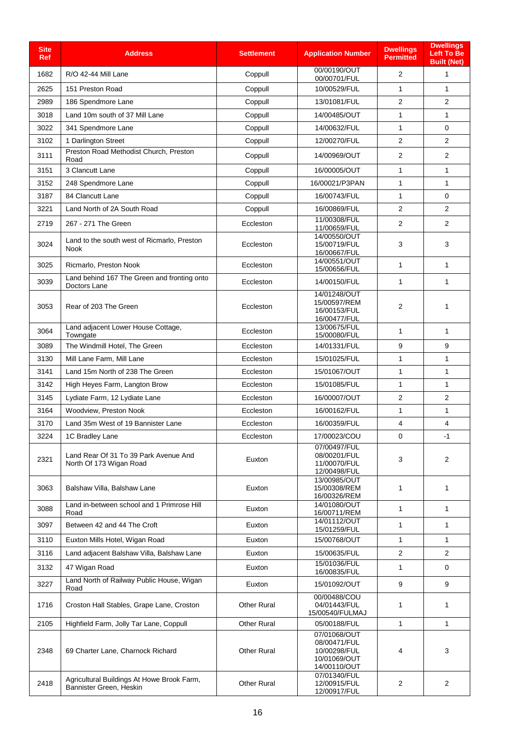| Site Ref | Address | Settlement | Application Number | Dwellings Permitted | Dwellings Left To Be Built (Net) |
|---|---|---|---|---|---|
| 1682 | R/O 42-44 Mill Lane | Coppull | 00/00190/OUT 00/00701/FUL | 2 | 1 |
| 2625 | 151 Preston Road | Coppull | 10/00529/FUL | 1 | 1 |
| 2989 | 186 Spendmore Lane | Coppull | 13/01081/FUL | 2 | 2 |
| 3018 | Land 10m south of 37 Mill Lane | Coppull | 14/00485/OUT | 1 | 1 |
| 3022 | 341 Spendmore Lane | Coppull | 14/00632/FUL | 1 | 0 |
| 3102 | 1 Darlington Street | Coppull | 12/00270/FUL | 2 | 2 |
| 3111 | Preston Road Methodist Church, Preston Road | Coppull | 14/00969/OUT | 2 | 2 |
| 3151 | 3 Clancutt Lane | Coppull | 16/00005/OUT | 1 | 1 |
| 3152 | 248 Spendmore Lane | Coppull | 16/00021/P3PAN | 1 | 1 |
| 3187 | 84 Clancutt Lane | Coppull | 16/00743/FUL | 1 | 0 |
| 3221 | Land North of 2A South Road | Coppull | 16/00869/FUL | 2 | 2 |
| 2719 | 267 - 271 The Green | Eccleston | 11/00308/FUL 11/00659/FUL | 2 | 2 |
| 3024 | Land to the south west of Ricmarlo, Preston Nook | Eccleston | 14/00550/OUT 15/00719/FUL 16/00667/FUL | 3 | 3 |
| 3025 | Ricmarlo, Preston Nook | Eccleston | 14/00551/OUT 15/00656/FUL | 1 | 1 |
| 3039 | Land behind 167 The Green and fronting onto Doctors Lane | Eccleston | 14/00150/FUL | 1 | 1 |
| 3053 | Rear of 203 The Green | Eccleston | 14/01248/OUT 15/00597/REM 16/00153/FUL 16/00477/FUL | 2 | 1 |
| 3064 | Land adjacent Lower House Cottage, Towngate | Eccleston | 13/00675/FUL 15/00080/FUL | 1 | 1 |
| 3089 | The Windmill Hotel, The Green | Eccleston | 14/01331/FUL | 9 | 9 |
| 3130 | Mill Lane Farm, Mill Lane | Eccleston | 15/01025/FUL | 1 | 1 |
| 3141 | Land 15m North of 238 The Green | Eccleston | 15/01067/OUT | 1 | 1 |
| 3142 | High Heyes Farm, Langton Brow | Eccleston | 15/01085/FUL | 1 | 1 |
| 3145 | Lydiate Farm, 12 Lydiate Lane | Eccleston | 16/00007/OUT | 2 | 2 |
| 3164 | Woodview, Preston Nook | Eccleston | 16/00162/FUL | 1 | 1 |
| 3170 | Land 35m West of 19 Bannister Lane | Eccleston | 16/00359/FUL | 4 | 4 |
| 3224 | 1C Bradley Lane | Eccleston | 17/00023/COU | 0 | -1 |
| 2321 | Land Rear Of 31 To 39 Park Avenue And North Of 173 Wigan Road | Euxton | 07/00497/FUL 08/00201/FUL 11/00070/FUL 12/00498/FUL | 3 | 2 |
| 3063 | Balshaw Villa, Balshaw Lane | Euxton | 13/00985/OUT 15/00308/REM 16/00326/REM | 1 | 1 |
| 3088 | Land in-between school and 1 Primrose Hill Road | Euxton | 14/01080/OUT 16/00711/REM | 1 | 1 |
| 3097 | Between 42 and 44 The Croft | Euxton | 14/01112/OUT 15/01259/FUL | 1 | 1 |
| 3110 | Euxton Mills Hotel, Wigan Road | Euxton | 15/00768/OUT | 1 | 1 |
| 3116 | Land adjacent Balshaw Villa, Balshaw Lane | Euxton | 15/00635/FUL | 2 | 2 |
| 3132 | 47 Wigan Road | Euxton | 15/01036/FUL 16/00835/FUL | 1 | 0 |
| 3227 | Land North of Railway Public House, Wigan Road | Euxton | 15/01092/OUT | 9 | 9 |
| 1716 | Croston Hall Stables, Grape Lane, Croston | Other Rural | 00/00488/COU 04/01443/FUL 15/00540/FULMAJ | 1 | 1 |
| 2105 | Highfield Farm, Jolly Tar Lane, Coppull | Other Rural | 05/00188/FUL | 1 | 1 |
| 2348 | 69 Charter Lane, Charnock Richard | Other Rural | 07/01068/OUT 08/00471/FUL 10/00298/FUL 10/01069/OUT 14/00110/OUT | 4 | 3 |
| 2418 | Agricultural Buildings At Howe Brook Farm, Bannister Green, Heskin | Other Rural | 07/01340/FUL 12/00915/FUL 12/00917/FUL | 2 | 2 |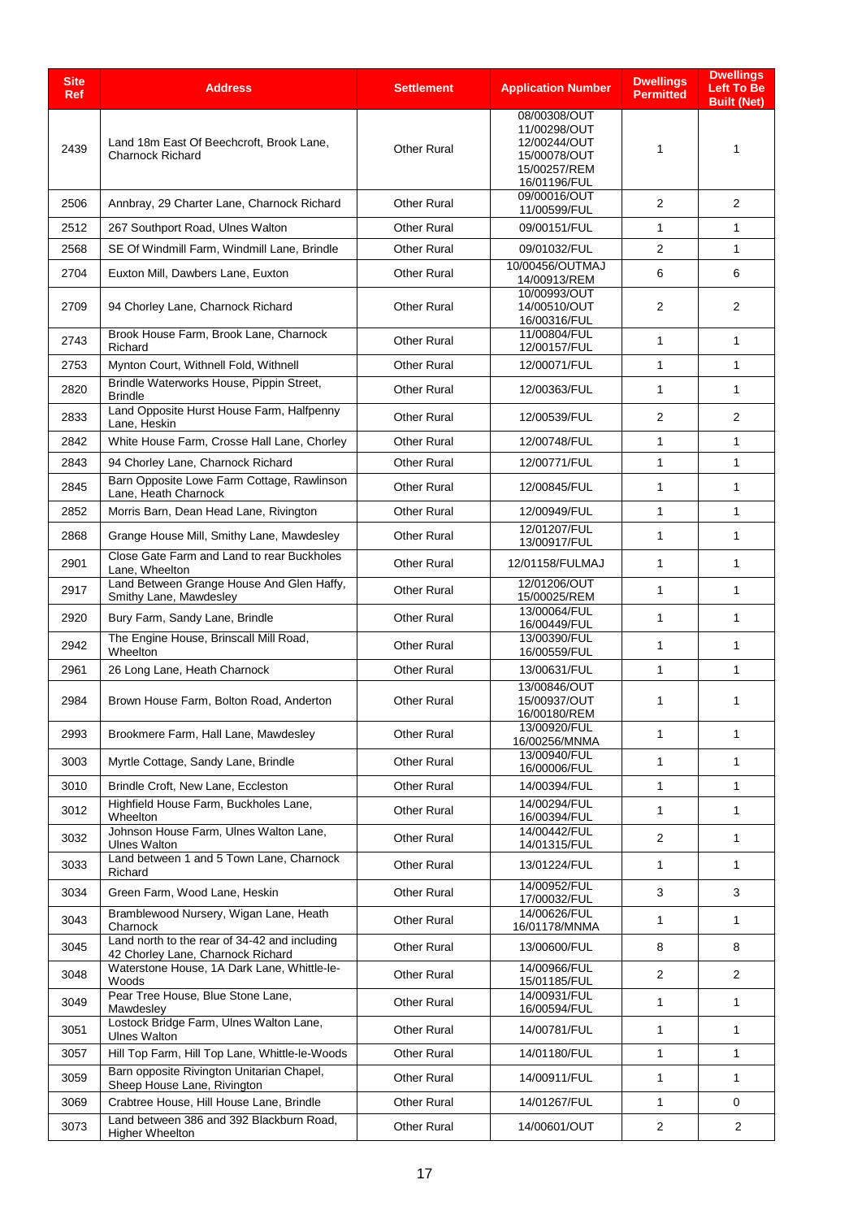| Site Ref | Address | Settlement | Application Number | Dwellings Permitted | Dwellings Left To Be Built (Net) |
|---|---|---|---|---|---|
| 2439 | Land 18m East Of Beechcroft, Brook Lane, Charnock Richard | Other Rural | 08/00308/OUT 11/00298/OUT 12/00244/OUT 15/00078/OUT 15/00257/REM 16/01196/FUL | 1 | 1 |
| 2506 | Annbray, 29 Charter Lane, Charnock Richard | Other Rural | 09/00016/OUT 11/00599/FUL | 2 | 2 |
| 2512 | 267 Southport Road, Ulnes Walton | Other Rural | 09/00151/FUL | 1 | 1 |
| 2568 | SE Of Windmill Farm, Windmill Lane, Brindle | Other Rural | 09/01032/FUL | 2 | 1 |
| 2704 | Euxton Mill, Dawbers Lane, Euxton | Other Rural | 10/00456/OUTMAJ 14/00913/REM | 6 | 6 |
| 2709 | 94 Chorley Lane, Charnock Richard | Other Rural | 10/00993/OUT 14/00510/OUT 16/00316/FUL | 2 | 2 |
| 2743 | Brook House Farm, Brook Lane, Charnock Richard | Other Rural | 11/00804/FUL 12/00157/FUL | 1 | 1 |
| 2753 | Mynton Court, Withnell Fold, Withnell | Other Rural | 12/00071/FUL | 1 | 1 |
| 2820 | Brindle Waterworks House, Pippin Street, Brindle | Other Rural | 12/00363/FUL | 1 | 1 |
| 2833 | Land Opposite Hurst House Farm, Halfpenny Lane, Heskin | Other Rural | 12/00539/FUL | 2 | 2 |
| 2842 | White House Farm, Crosse Hall Lane, Chorley | Other Rural | 12/00748/FUL | 1 | 1 |
| 2843 | 94 Chorley Lane, Charnock Richard | Other Rural | 12/00771/FUL | 1 | 1 |
| 2845 | Barn Opposite Lowe Farm Cottage, Rawlinson Lane, Heath Charnock | Other Rural | 12/00845/FUL | 1 | 1 |
| 2852 | Morris Barn, Dean Head Lane, Rivington | Other Rural | 12/00949/FUL | 1 | 1 |
| 2868 | Grange House Mill, Smithy Lane, Mawdesley | Other Rural | 12/01207/FUL 13/00917/FUL | 1 | 1 |
| 2901 | Close Gate Farm and Land to rear Buckholes Lane, Wheelton | Other Rural | 12/01158/FULMAJ | 1 | 1 |
| 2917 | Land Between Grange House And Glen Haffy, Smithy Lane, Mawdesley | Other Rural | 12/01206/OUT 15/00025/REM | 1 | 1 |
| 2920 | Bury Farm, Sandy Lane, Brindle | Other Rural | 13/00064/FUL 16/00449/FUL | 1 | 1 |
| 2942 | The Engine House, Brinscall Mill Road, Wheelton | Other Rural | 13/00390/FUL 16/00559/FUL | 1 | 1 |
| 2961 | 26 Long Lane, Heath Charnock | Other Rural | 13/00631/FUL | 1 | 1 |
| 2984 | Brown House Farm, Bolton Road, Anderton | Other Rural | 13/00846/OUT 15/00937/OUT 16/00180/REM | 1 | 1 |
| 2993 | Brookmere Farm, Hall Lane, Mawdesley | Other Rural | 13/00920/FUL 16/00256/MNMA | 1 | 1 |
| 3003 | Myrtle Cottage, Sandy Lane, Brindle | Other Rural | 13/00940/FUL 16/00006/FUL | 1 | 1 |
| 3010 | Brindle Croft, New Lane, Eccleston | Other Rural | 14/00394/FUL | 1 | 1 |
| 3012 | Highfield House Farm, Buckholes Lane, Wheelton | Other Rural | 14/00294/FUL 16/00394/FUL | 1 | 1 |
| 3032 | Johnson House Farm, Ulnes Walton Lane, Ulnes Walton | Other Rural | 14/00442/FUL 14/01315/FUL | 2 | 1 |
| 3033 | Land between 1 and 5 Town Lane, Charnock Richard | Other Rural | 13/01224/FUL | 1 | 1 |
| 3034 | Green Farm, Wood Lane, Heskin | Other Rural | 14/00952/FUL 17/00032/FUL | 3 | 3 |
| 3043 | Bramblewood Nursery, Wigan Lane, Heath Charnock | Other Rural | 14/00626/FUL 16/01178/MNMA | 1 | 1 |
| 3045 | Land north to the rear of 34-42 and including 42 Chorley Lane, Charnock Richard | Other Rural | 13/00600/FUL | 8 | 8 |
| 3048 | Waterstone House, 1A Dark Lane, Whittle-le-Woods | Other Rural | 14/00966/FUL 15/01185/FUL | 2 | 2 |
| 3049 | Pear Tree House, Blue Stone Lane, Mawdesley | Other Rural | 14/00931/FUL 16/00594/FUL | 1 | 1 |
| 3051 | Lostock Bridge Farm, Ulnes Walton Lane, Ulnes Walton | Other Rural | 14/00781/FUL | 1 | 1 |
| 3057 | Hill Top Farm, Hill Top Lane, Whittle-le-Woods | Other Rural | 14/01180/FUL | 1 | 1 |
| 3059 | Barn opposite Rivington Unitarian Chapel, Sheep House Lane, Rivington | Other Rural | 14/00911/FUL | 1 | 1 |
| 3069 | Crabtree House, Hill House Lane, Brindle | Other Rural | 14/01267/FUL | 1 | 0 |
| 3073 | Land between 386 and 392 Blackburn Road, Higher Wheelton | Other Rural | 14/00601/OUT | 2 | 2 |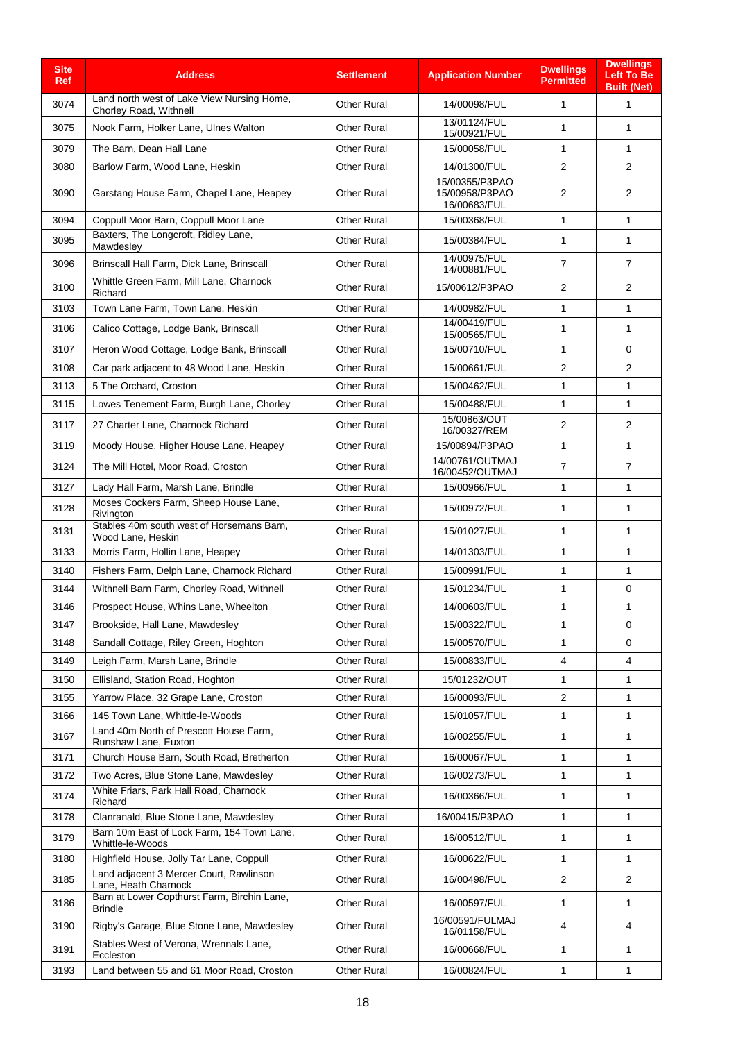| Site Ref | Address | Settlement | Application Number | Dwellings Permitted | Dwellings Left To Be Built (Net) |
|---|---|---|---|---|---|
| 3074 | Land north west of Lake View Nursing Home, Chorley Road, Withnell | Other Rural | 14/00098/FUL | 1 | 1 |
| 3075 | Nook Farm, Holker Lane, Ulnes Walton | Other Rural | 13/01124/FUL 15/00921/FUL | 1 | 1 |
| 3079 | The Barn, Dean Hall Lane | Other Rural | 15/00058/FUL | 1 | 1 |
| 3080 | Barlow Farm, Wood Lane, Heskin | Other Rural | 14/01300/FUL | 2 | 2 |
| 3090 | Garstang House Farm, Chapel Lane, Heapey | Other Rural | 15/00355/P3PAO 15/00958/P3PAO 16/00683/FUL | 2 | 2 |
| 3094 | Coppull Moor Barn, Coppull Moor Lane | Other Rural | 15/00368/FUL | 1 | 1 |
| 3095 | Baxters, The Longcroft, Ridley Lane, Mawdesley | Other Rural | 15/00384/FUL | 1 | 1 |
| 3096 | Brinscall Hall Farm, Dick Lane, Brinscall | Other Rural | 14/00975/FUL 14/00881/FUL | 7 | 7 |
| 3100 | Whittle Green Farm, Mill Lane, Charnock Richard | Other Rural | 15/00612/P3PAO | 2 | 2 |
| 3103 | Town Lane Farm, Town Lane, Heskin | Other Rural | 14/00982/FUL | 1 | 1 |
| 3106 | Calico Cottage, Lodge Bank, Brinscall | Other Rural | 14/00419/FUL 15/00565/FUL | 1 | 1 |
| 3107 | Heron Wood Cottage, Lodge Bank, Brinscall | Other Rural | 15/00710/FUL | 1 | 0 |
| 3108 | Car park adjacent to 48 Wood Lane, Heskin | Other Rural | 15/00661/FUL | 2 | 2 |
| 3113 | 5 The Orchard, Croston | Other Rural | 15/00462/FUL | 1 | 1 |
| 3115 | Lowes Tenement Farm, Burgh Lane, Chorley | Other Rural | 15/00488/FUL | 1 | 1 |
| 3117 | 27 Charter Lane, Charnock Richard | Other Rural | 15/00863/OUT 16/00327/REM | 2 | 2 |
| 3119 | Moody House, Higher House Lane, Heapey | Other Rural | 15/00894/P3PAO | 1 | 1 |
| 3124 | The Mill Hotel, Moor Road, Croston | Other Rural | 14/00761/OUTMAJ 16/00452/OUTMAJ | 7 | 7 |
| 3127 | Lady Hall Farm, Marsh Lane, Brindle | Other Rural | 15/00966/FUL | 1 | 1 |
| 3128 | Moses Cockers Farm, Sheep House Lane, Rivington | Other Rural | 15/00972/FUL | 1 | 1 |
| 3131 | Stables 40m south west of Horsemans Barn, Wood Lane, Heskin | Other Rural | 15/01027/FUL | 1 | 1 |
| 3133 | Morris Farm, Hollin Lane, Heapey | Other Rural | 14/01303/FUL | 1 | 1 |
| 3140 | Fishers Farm, Delph Lane, Charnock Richard | Other Rural | 15/00991/FUL | 1 | 1 |
| 3144 | Withnell Barn Farm, Chorley Road, Withnell | Other Rural | 15/01234/FUL | 1 | 0 |
| 3146 | Prospect House, Whins Lane, Wheelton | Other Rural | 14/00603/FUL | 1 | 1 |
| 3147 | Brookside, Hall Lane, Mawdesley | Other Rural | 15/00322/FUL | 1 | 0 |
| 3148 | Sandall Cottage, Riley Green, Hoghton | Other Rural | 15/00570/FUL | 1 | 0 |
| 3149 | Leigh Farm, Marsh Lane, Brindle | Other Rural | 15/00833/FUL | 4 | 4 |
| 3150 | Ellisland, Station Road, Hoghton | Other Rural | 15/01232/OUT | 1 | 1 |
| 3155 | Yarrow Place, 32 Grape Lane, Croston | Other Rural | 16/00093/FUL | 2 | 1 |
| 3166 | 145 Town Lane, Whittle-le-Woods | Other Rural | 15/01057/FUL | 1 | 1 |
| 3167 | Land 40m North of Prescott House Farm, Runshaw Lane, Euxton | Other Rural | 16/00255/FUL | 1 | 1 |
| 3171 | Church House Barn, South Road, Bretherton | Other Rural | 16/00067/FUL | 1 | 1 |
| 3172 | Two Acres, Blue Stone Lane, Mawdesley | Other Rural | 16/00273/FUL | 1 | 1 |
| 3174 | White Friars, Park Hall Road, Charnock Richard | Other Rural | 16/00366/FUL | 1 | 1 |
| 3178 | Clanranald, Blue Stone Lane, Mawdesley | Other Rural | 16/00415/P3PAO | 1 | 1 |
| 3179 | Barn 10m East of Lock Farm, 154 Town Lane, Whittle-le-Woods | Other Rural | 16/00512/FUL | 1 | 1 |
| 3180 | Highfield House, Jolly Tar Lane, Coppull | Other Rural | 16/00622/FUL | 1 | 1 |
| 3185 | Land adjacent 3 Mercer Court, Rawlinson Lane, Heath Charnock | Other Rural | 16/00498/FUL | 2 | 2 |
| 3186 | Barn at Lower Copthurst Farm, Birchin Lane, Brindle | Other Rural | 16/00597/FUL | 1 | 1 |
| 3190 | Rigby's Garage, Blue Stone Lane, Mawdesley | Other Rural | 16/00591/FULMAJ 16/01158/FUL | 4 | 4 |
| 3191 | Stables West of Verona, Wrennals Lane, Eccleston | Other Rural | 16/00668/FUL | 1 | 1 |
| 3193 | Land between 55 and 61 Moor Road, Croston | Other Rural | 16/00824/FUL | 1 | 1 |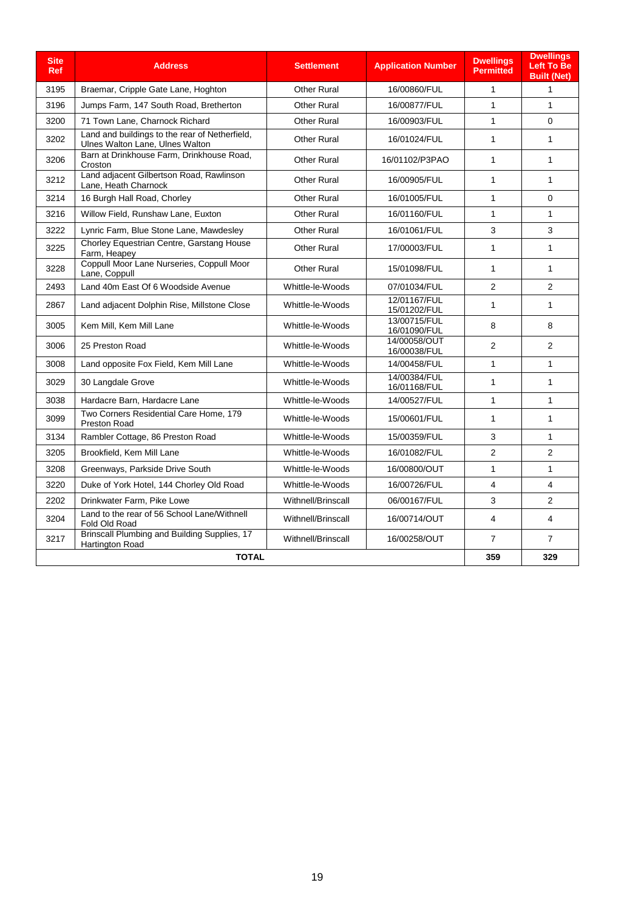| Site Ref | Address | Settlement | Application Number | Dwellings Permitted | Dwellings Left To Be Built (Net) |
|---|---|---|---|---|---|
| 3195 | Braemar, Cripple Gate Lane, Hoghton | Other Rural | 16/00860/FUL | 1 | 1 |
| 3196 | Jumps Farm, 147 South Road, Bretherton | Other Rural | 16/00877/FUL | 1 | 1 |
| 3200 | 71 Town Lane, Charnock Richard | Other Rural | 16/00903/FUL | 1 | 0 |
| 3202 | Land and buildings to the rear of Netherfield, Ulnes Walton Lane, Ulnes Walton | Other Rural | 16/01024/FUL | 1 | 1 |
| 3206 | Barn at Drinkhouse Farm, Drinkhouse Road, Croston | Other Rural | 16/01102/P3PAO | 1 | 1 |
| 3212 | Land adjacent Gilbertson Road, Rawlinson Lane, Heath Charnock | Other Rural | 16/00905/FUL | 1 | 1 |
| 3214 | 16 Burgh Hall Road, Chorley | Other Rural | 16/01005/FUL | 1 | 0 |
| 3216 | Willow Field, Runshaw Lane, Euxton | Other Rural | 16/01160/FUL | 1 | 1 |
| 3222 | Lynric Farm, Blue Stone Lane, Mawdesley | Other Rural | 16/01061/FUL | 3 | 3 |
| 3225 | Chorley Equestrian Centre, Garstang House Farm, Heapey | Other Rural | 17/00003/FUL | 1 | 1 |
| 3228 | Coppull Moor Lane Nurseries, Coppull Moor Lane, Coppull | Other Rural | 15/01098/FUL | 1 | 1 |
| 2493 | Land 40m East Of 6 Woodside Avenue | Whittle-le-Woods | 07/01034/FUL | 2 | 2 |
| 2867 | Land adjacent Dolphin Rise, Millstone Close | Whittle-le-Woods | 12/01167/FUL 15/01202/FUL | 1 | 1 |
| 3005 | Kem Mill, Kem Mill Lane | Whittle-le-Woods | 13/00715/FUL 16/01090/FUL | 8 | 8 |
| 3006 | 25 Preston Road | Whittle-le-Woods | 14/00058/OUT 16/00038/FUL | 2 | 2 |
| 3008 | Land opposite Fox Field, Kem Mill Lane | Whittle-le-Woods | 14/00458/FUL | 1 | 1 |
| 3029 | 30 Langdale Grove | Whittle-le-Woods | 14/00384/FUL 16/01168/FUL | 1 | 1 |
| 3038 | Hardacre Barn, Hardacre Lane | Whittle-le-Woods | 14/00527/FUL | 1 | 1 |
| 3099 | Two Corners Residential Care Home, 179 Preston Road | Whittle-le-Woods | 15/00601/FUL | 1 | 1 |
| 3134 | Rambler Cottage, 86 Preston Road | Whittle-le-Woods | 15/00359/FUL | 3 | 1 |
| 3205 | Brookfield, Kem Mill Lane | Whittle-le-Woods | 16/01082/FUL | 2 | 2 |
| 3208 | Greenways, Parkside Drive South | Whittle-le-Woods | 16/00800/OUT | 1 | 1 |
| 3220 | Duke of York Hotel, 144 Chorley Old Road | Whittle-le-Woods | 16/00726/FUL | 4 | 4 |
| 2202 | Drinkwater Farm, Pike Lowe | Withnell/Brinscall | 06/00167/FUL | 3 | 2 |
| 3204 | Land to the rear of 56 School Lane/Withnell Fold Old Road | Withnell/Brinscall | 16/00714/OUT | 4 | 4 |
| 3217 | Brinscall Plumbing and Building Supplies, 17 Hartington Road | Withnell/Brinscall | 16/00258/OUT | 7 | 7 |
| **TOTAL** | | | | **359** | **329** |